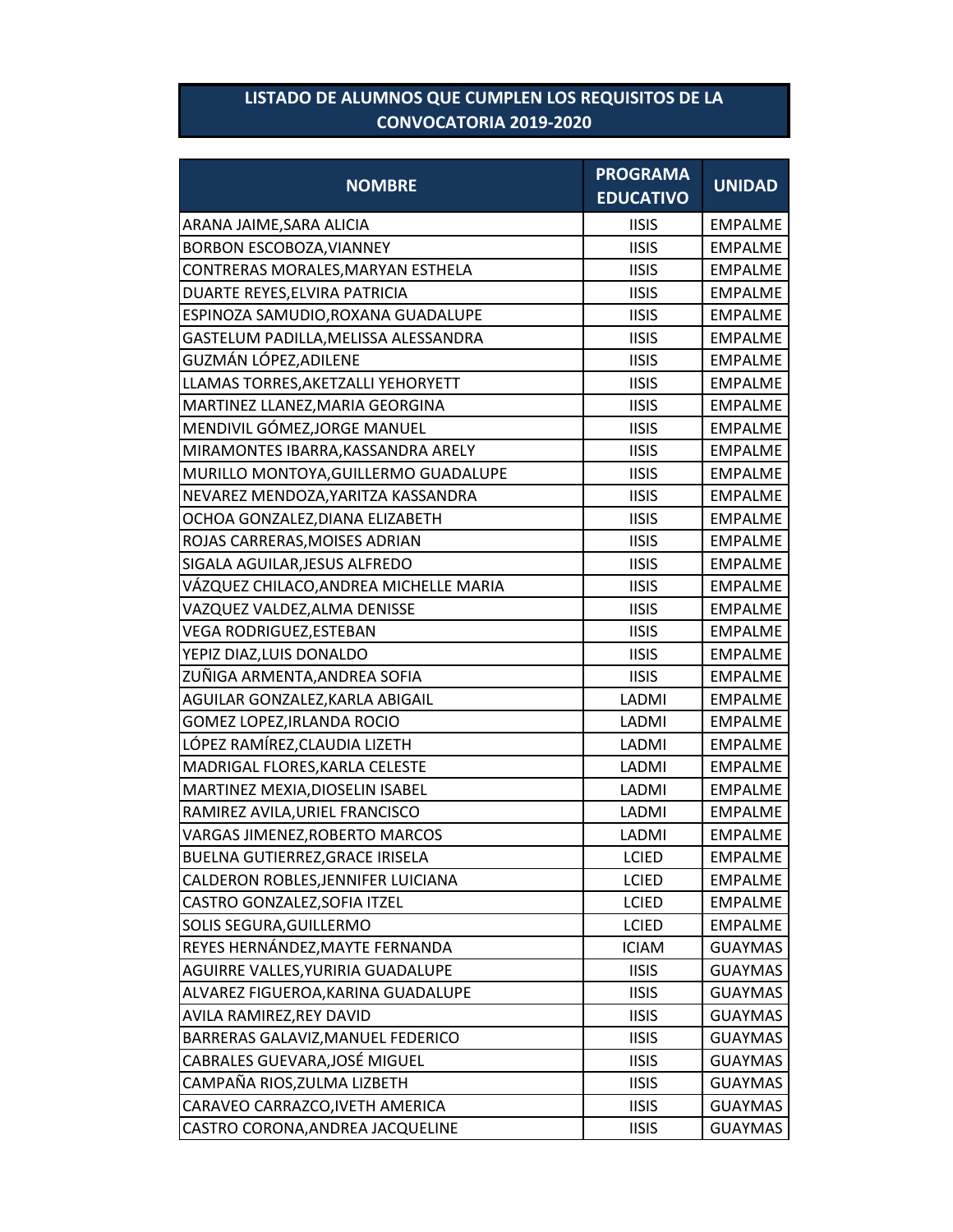# LISTADO DE ALUMNOS QUE CUMPLEN LOS REQUISITOS DE LA CONVOCATORIA 2019-2020

| NOMBRE | PROGRAMA EDUCATIVO | UNIDAD |
|---|---|---|
| ARANA JAIME,SARA ALICIA | IISIS | EMPALME |
| BORBON ESCOBOZA,VIANNEY | IISIS | EMPALME |
| CONTRERAS MORALES,MARYAN ESTHELA | IISIS | EMPALME |
| DUARTE REYES,ELVIRA PATRICIA | IISIS | EMPALME |
| ESPINOZA SAMUDIO,ROXANA GUADALUPE | IISIS | EMPALME |
| GASTELUM PADILLA,MELISSA ALESSANDRA | IISIS | EMPALME |
| GUZMÁN LÓPEZ,ADILENE | IISIS | EMPALME |
| LLAMAS TORRES,AKETZALLI YEHORYETT | IISIS | EMPALME |
| MARTINEZ LLANEZ,MARIA GEORGINA | IISIS | EMPALME |
| MENDIVIL GÓMEZ,JORGE MANUEL | IISIS | EMPALME |
| MIRAMONTES IBARRA,KASSANDRA ARELY | IISIS | EMPALME |
| MURILLO MONTOYA,GUILLERMO GUADALUPE | IISIS | EMPALME |
| NEVAREZ MENDOZA,YARITZA KASSANDRA | IISIS | EMPALME |
| OCHOA GONZALEZ,DIANA ELIZABETH | IISIS | EMPALME |
| ROJAS CARRERAS,MOISES ADRIAN | IISIS | EMPALME |
| SIGALA AGUILAR,JESUS ALFREDO | IISIS | EMPALME |
| VÁZQUEZ CHILACO,ANDREA MICHELLE MARIA | IISIS | EMPALME |
| VAZQUEZ VALDEZ,ALMA DENISSE | IISIS | EMPALME |
| VEGA RODRIGUEZ,ESTEBAN | IISIS | EMPALME |
| YEPIZ DIAZ,LUIS DONALDO | IISIS | EMPALME |
| ZUÑIGA ARMENTA,ANDREA SOFIA | IISIS | EMPALME |
| AGUILAR GONZALEZ,KARLA ABIGAIL | LADMI | EMPALME |
| GOMEZ LOPEZ,IRLANDA ROCIO | LADMI | EMPALME |
| LÓPEZ RAMÍREZ,CLAUDIA LIZETH | LADMI | EMPALME |
| MADRIGAL FLORES,KARLA CELESTE | LADMI | EMPALME |
| MARTINEZ MEXIA,DIOSELIN ISABEL | LADMI | EMPALME |
| RAMIREZ AVILA,URIEL FRANCISCO | LADMI | EMPALME |
| VARGAS JIMENEZ,ROBERTO MARCOS | LADMI | EMPALME |
| BUELNA GUTIERREZ,GRACE IRISELA | LCIED | EMPALME |
| CALDERON ROBLES,JENNIFER LUICIANA | LCIED | EMPALME |
| CASTRO GONZALEZ,SOFIA ITZEL | LCIED | EMPALME |
| SOLIS SEGURA,GUILLERMO | LCIED | EMPALME |
| REYES HERNÁNDEZ,MAYTE FERNANDA | ICIAM | GUAYMAS |
| AGUIRRE VALLES,YURIRIA GUADALUPE | IISIS | GUAYMAS |
| ALVAREZ FIGUEROA,KARINA GUADALUPE | IISIS | GUAYMAS |
| AVILA RAMIREZ,REY DAVID | IISIS | GUAYMAS |
| BARRERAS GALAVIZ,MANUEL FEDERICO | IISIS | GUAYMAS |
| CABRALES GUEVARA,JOSÉ MIGUEL | IISIS | GUAYMAS |
| CAMPAÑA RIOS,ZULMA LIZBETH | IISIS | GUAYMAS |
| CARAVEO CARRAZCO,IVETH AMERICA | IISIS | GUAYMAS |
| CASTRO CORONA,ANDREA JACQUELINE | IISIS | GUAYMAS |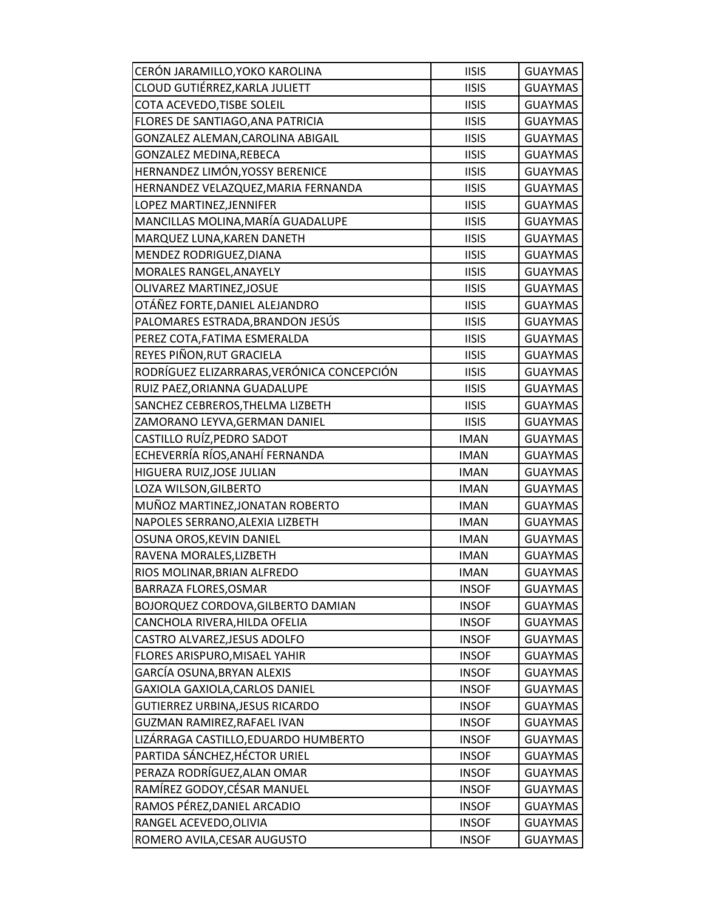| | | |
|---|---|---|
| CERÓN JARAMILLO,YOKO KAROLINA | IISIS | GUAYMAS |
| CLOUD GUTIÉRREZ,KARLA JULIETT | IISIS | GUAYMAS |
| COTA ACEVEDO,TISBE SOLEIL | IISIS | GUAYMAS |
| FLORES DE SANTIAGO,ANA PATRICIA | IISIS | GUAYMAS |
| GONZALEZ ALEMAN,CAROLINA ABIGAIL | IISIS | GUAYMAS |
| GONZALEZ MEDINA,REBECA | IISIS | GUAYMAS |
| HERNANDEZ LIMÓN,YOSSY BERENICE | IISIS | GUAYMAS |
| HERNANDEZ VELAZQUEZ,MARIA FERNANDA | IISIS | GUAYMAS |
| LOPEZ MARTINEZ,JENNIFER | IISIS | GUAYMAS |
| MANCILLAS MOLINA,MARÍA GUADALUPE | IISIS | GUAYMAS |
| MARQUEZ LUNA,KAREN DANETH | IISIS | GUAYMAS |
| MENDEZ RODRIGUEZ,DIANA | IISIS | GUAYMAS |
| MORALES RANGEL,ANAYELY | IISIS | GUAYMAS |
| OLIVAREZ MARTINEZ,JOSUE | IISIS | GUAYMAS |
| OTÁÑEZ FORTE,DANIEL ALEJANDRO | IISIS | GUAYMAS |
| PALOMARES ESTRADA,BRANDON JESÚS | IISIS | GUAYMAS |
| PEREZ COTA,FATIMA ESMERALDA | IISIS | GUAYMAS |
| REYES PIÑON,RUT GRACIELA | IISIS | GUAYMAS |
| RODRÍGUEZ ELIZARRARAS,VERÓNICA CONCEPCIÓN | IISIS | GUAYMAS |
| RUIZ PAEZ,ORIANNA GUADALUPE | IISIS | GUAYMAS |
| SANCHEZ CEBREROS,THELMA LIZBETH | IISIS | GUAYMAS |
| ZAMORANO LEYVA,GERMAN DANIEL | IISIS | GUAYMAS |
| CASTILLO RUÍZ,PEDRO SADOT | IMAN | GUAYMAS |
| ECHEVERRÍA RÍOS,ANAHÍ FERNANDA | IMAN | GUAYMAS |
| HIGUERA RUIZ,JOSE JULIAN | IMAN | GUAYMAS |
| LOZA WILSON,GILBERTO | IMAN | GUAYMAS |
| MUÑOZ MARTINEZ,JONATAN ROBERTO | IMAN | GUAYMAS |
| NAPOLES SERRANO,ALEXIA LIZBETH | IMAN | GUAYMAS |
| OSUNA OROS,KEVIN DANIEL | IMAN | GUAYMAS |
| RAVENA MORALES,LIZBETH | IMAN | GUAYMAS |
| RIOS MOLINAR,BRIAN ALFREDO | IMAN | GUAYMAS |
| BARRAZA FLORES,OSMAR | INSOF | GUAYMAS |
| BOJORQUEZ CORDOVA,GILBERTO DAMIAN | INSOF | GUAYMAS |
| CANCHOLA RIVERA,HILDA OFELIA | INSOF | GUAYMAS |
| CASTRO ALVAREZ,JESUS ADOLFO | INSOF | GUAYMAS |
| FLORES ARISPURO,MISAEL YAHIR | INSOF | GUAYMAS |
| GARCÍA OSUNA,BRYAN ALEXIS | INSOF | GUAYMAS |
| GAXIOLA GAXIOLA,CARLOS DANIEL | INSOF | GUAYMAS |
| GUTIERREZ URBINA,JESUS RICARDO | INSOF | GUAYMAS |
| GUZMAN RAMIREZ,RAFAEL IVAN | INSOF | GUAYMAS |
| LIZÁRRAGA CASTILLO,EDUARDO HUMBERTO | INSOF | GUAYMAS |
| PARTIDA SÁNCHEZ,HÉCTOR URIEL | INSOF | GUAYMAS |
| PERAZA RODRÍGUEZ,ALAN OMAR | INSOF | GUAYMAS |
| RAMÍREZ GODOY,CÉSAR MANUEL | INSOF | GUAYMAS |
| RAMOS PÉREZ,DANIEL ARCADIO | INSOF | GUAYMAS |
| RANGEL ACEVEDO,OLIVIA | INSOF | GUAYMAS |
| ROMERO AVILA,CESAR AUGUSTO | INSOF | GUAYMAS |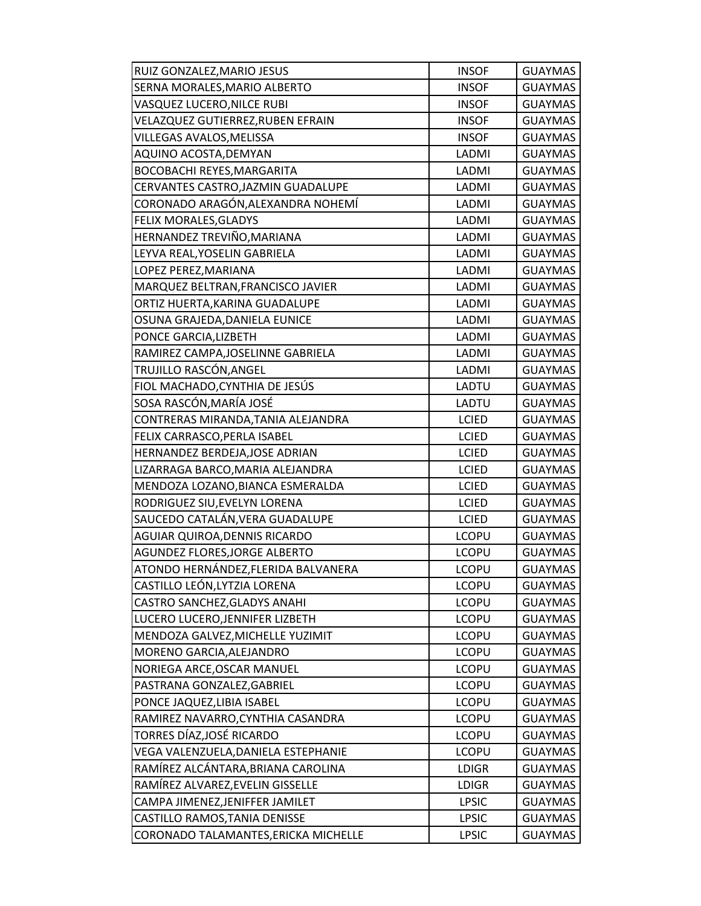| RUIZ GONZALEZ,MARIO JESUS | INSOF | GUAYMAS |
|---|---|---|
| SERNA MORALES,MARIO ALBERTO | INSOF | GUAYMAS |
| VASQUEZ LUCERO,NILCE RUBI | INSOF | GUAYMAS |
| VELAZQUEZ GUTIERREZ,RUBEN EFRAIN | INSOF | GUAYMAS |
| VILLEGAS AVALOS,MELISSA | INSOF | GUAYMAS |
| AQUINO ACOSTA,DEMYAN | LADMI | GUAYMAS |
| BOCOBACHI REYES,MARGARITA | LADMI | GUAYMAS |
| CERVANTES CASTRO,JAZMIN GUADALUPE | LADMI | GUAYMAS |
| CORONADO ARAGÓN,ALEXANDRA NOHEMÍ | LADMI | GUAYMAS |
| FELIX MORALES,GLADYS | LADMI | GUAYMAS |
| HERNANDEZ TREVIÑO,MARIANA | LADMI | GUAYMAS |
| LEYVA REAL,YOSELIN GABRIELA | LADMI | GUAYMAS |
| LOPEZ PEREZ,MARIANA | LADMI | GUAYMAS |
| MARQUEZ BELTRAN,FRANCISCO JAVIER | LADMI | GUAYMAS |
| ORTIZ HUERTA,KARINA GUADALUPE | LADMI | GUAYMAS |
| OSUNA GRAJEDA,DANIELA EUNICE | LADMI | GUAYMAS |
| PONCE GARCIA,LIZBETH | LADMI | GUAYMAS |
| RAMIREZ CAMPA,JOSELINNE GABRIELA | LADMI | GUAYMAS |
| TRUJILLO RASCÓN,ANGEL | LADMI | GUAYMAS |
| FIOL MACHADO,CYNTHIA DE JESÚS | LADTU | GUAYMAS |
| SOSA RASCÓN,MARÍA JOSÉ | LADTU | GUAYMAS |
| CONTRERAS MIRANDA,TANIA ALEJANDRA | LCIED | GUAYMAS |
| FELIX CARRASCO,PERLA ISABEL | LCIED | GUAYMAS |
| HERNANDEZ BERDEJA,JOSE ADRIAN | LCIED | GUAYMAS |
| LIZARRAGA BARCO,MARIA ALEJANDRA | LCIED | GUAYMAS |
| MENDOZA LOZANO,BIANCA ESMERALDA | LCIED | GUAYMAS |
| RODRIGUEZ SIU,EVELYN LORENA | LCIED | GUAYMAS |
| SAUCEDO CATALÁN,VERA GUADALUPE | LCIED | GUAYMAS |
| AGUIAR QUIROA,DENNIS RICARDO | LCOPU | GUAYMAS |
| AGUNDEZ FLORES,JORGE ALBERTO | LCOPU | GUAYMAS |
| ATONDO HERNÁNDEZ,FLERIDA BALVANERA | LCOPU | GUAYMAS |
| CASTILLO LEÓN,LYTZIA LORENA | LCOPU | GUAYMAS |
| CASTRO SANCHEZ,GLADYS ANAHI | LCOPU | GUAYMAS |
| LUCERO LUCERO,JENNIFER LIZBETH | LCOPU | GUAYMAS |
| MENDOZA GALVEZ,MICHELLE YUZIMIT | LCOPU | GUAYMAS |
| MORENO GARCIA,ALEJANDRO | LCOPU | GUAYMAS |
| NORIEGA ARCE,OSCAR MANUEL | LCOPU | GUAYMAS |
| PASTRANA GONZALEZ,GABRIEL | LCOPU | GUAYMAS |
| PONCE JAQUEZ,LIBIA ISABEL | LCOPU | GUAYMAS |
| RAMIREZ NAVARRO,CYNTHIA CASANDRA | LCOPU | GUAYMAS |
| TORRES DÍAZ,JOSÉ RICARDO | LCOPU | GUAYMAS |
| VEGA VALENZUELA,DANIELA ESTEPHANIE | LCOPU | GUAYMAS |
| RAMÍREZ ALCÁNTARA,BRIANA CAROLINA | LDIGR | GUAYMAS |
| RAMÍREZ ALVAREZ,EVELIN GISSELLE | LDIGR | GUAYMAS |
| CAMPA JIMENEZ,JENIFFER JAMILET | LPSIC | GUAYMAS |
| CASTILLO RAMOS,TANIA DENISSE | LPSIC | GUAYMAS |
| CORONADO TALAMANTES,ERICKA MICHELLE | LPSIC | GUAYMAS |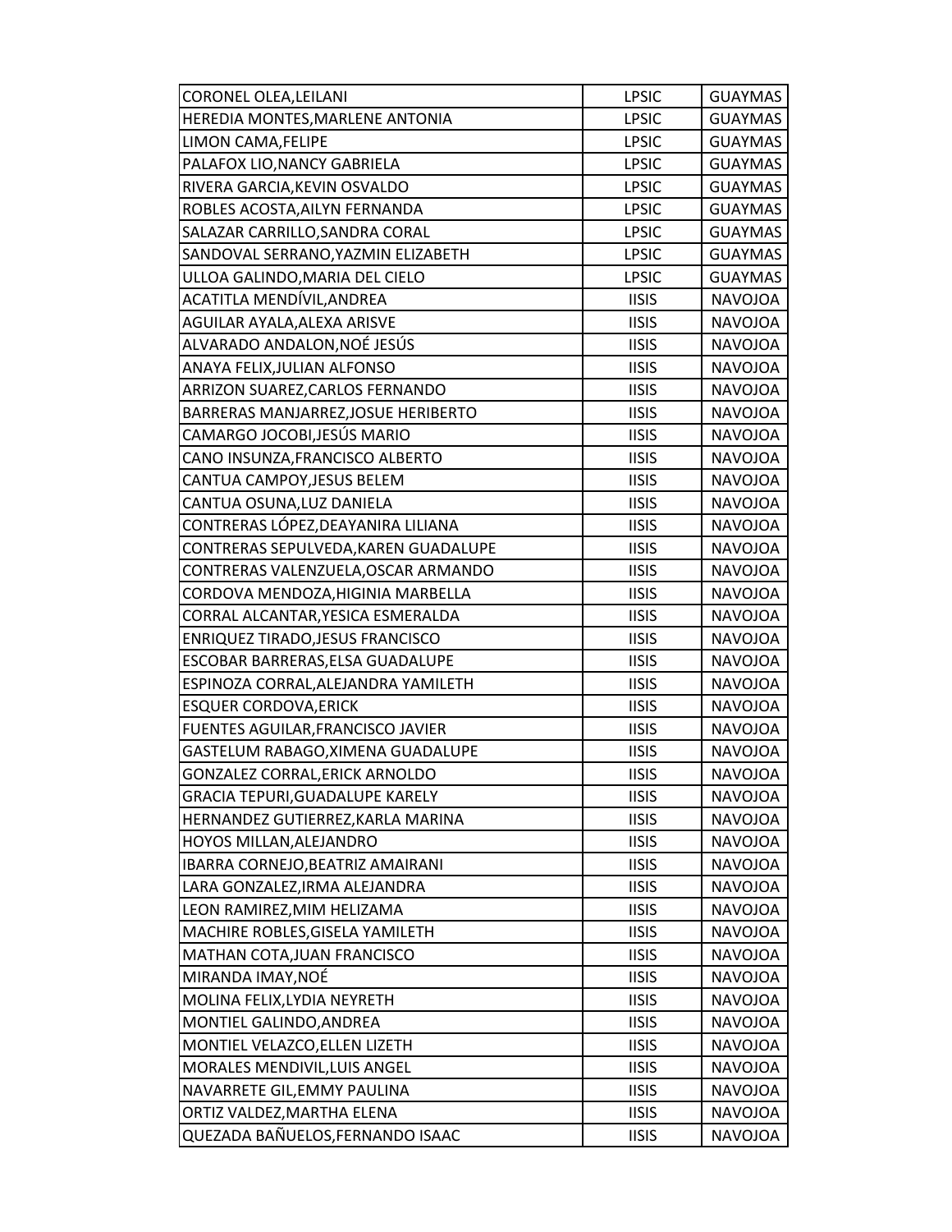| | | |
|---|---|---|
| CORONEL OLEA,LEILANI | LPSIC | GUAYMAS |
| HEREDIA MONTES,MARLENE ANTONIA | LPSIC | GUAYMAS |
| LIMON CAMA,FELIPE | LPSIC | GUAYMAS |
| PALAFOX LIO,NANCY GABRIELA | LPSIC | GUAYMAS |
| RIVERA GARCIA,KEVIN OSVALDO | LPSIC | GUAYMAS |
| ROBLES ACOSTA,AILYN FERNANDA | LPSIC | GUAYMAS |
| SALAZAR CARRILLO,SANDRA CORAL | LPSIC | GUAYMAS |
| SANDOVAL SERRANO,YAZMIN ELIZABETH | LPSIC | GUAYMAS |
| ULLOA GALINDO,MARIA DEL CIELO | LPSIC | GUAYMAS |
| ACATITLA MENDÍVIL,ANDREA | IISIS | NAVOJOA |
| AGUILAR AYALA,ALEXA ARISVE | IISIS | NAVOJOA |
| ALVARADO ANDALON,NOÉ JESÚS | IISIS | NAVOJOA |
| ANAYA FELIX,JULIAN ALFONSO | IISIS | NAVOJOA |
| ARRIZON SUAREZ,CARLOS FERNANDO | IISIS | NAVOJOA |
| BARRERAS MANJARREZ,JOSUE HERIBERTO | IISIS | NAVOJOA |
| CAMARGO JOCOBI,JESÚS MARIO | IISIS | NAVOJOA |
| CANO INSUNZA,FRANCISCO ALBERTO | IISIS | NAVOJOA |
| CANTUA CAMPOY,JESUS BELEM | IISIS | NAVOJOA |
| CANTUA OSUNA,LUZ DANIELA | IISIS | NAVOJOA |
| CONTRERAS LÓPEZ,DEAYANIRA LILIANA | IISIS | NAVOJOA |
| CONTRERAS SEPULVEDA,KAREN GUADALUPE | IISIS | NAVOJOA |
| CONTRERAS VALENZUELA,OSCAR ARMANDO | IISIS | NAVOJOA |
| CORDOVA MENDOZA,HIGINIA MARBELLA | IISIS | NAVOJOA |
| CORRAL ALCANTAR,YESICA ESMERALDA | IISIS | NAVOJOA |
| ENRIQUEZ TIRADO,JESUS FRANCISCO | IISIS | NAVOJOA |
| ESCOBAR BARRERAS,ELSA GUADALUPE | IISIS | NAVOJOA |
| ESPINOZA CORRAL,ALEJANDRA YAMILETH | IISIS | NAVOJOA |
| ESQUER CORDOVA,ERICK | IISIS | NAVOJOA |
| FUENTES AGUILAR,FRANCISCO JAVIER | IISIS | NAVOJOA |
| GASTELUM RABAGO,XIMENA GUADALUPE | IISIS | NAVOJOA |
| GONZALEZ CORRAL,ERICK ARNOLDO | IISIS | NAVOJOA |
| GRACIA TEPURI,GUADALUPE KARELY | IISIS | NAVOJOA |
| HERNANDEZ GUTIERREZ,KARLA MARINA | IISIS | NAVOJOA |
| HOYOS MILLAN,ALEJANDRO | IISIS | NAVOJOA |
| IBARRA CORNEJO,BEATRIZ AMAIRANI | IISIS | NAVOJOA |
| LARA GONZALEZ,IRMA ALEJANDRA | IISIS | NAVOJOA |
| LEON RAMIREZ,MIM HELIZAMA | IISIS | NAVOJOA |
| MACHIRE ROBLES,GISELA YAMILETH | IISIS | NAVOJOA |
| MATHAN COTA,JUAN FRANCISCO | IISIS | NAVOJOA |
| MIRANDA IMAY,NOÉ | IISIS | NAVOJOA |
| MOLINA FELIX,LYDIA NEYRETH | IISIS | NAVOJOA |
| MONTIEL GALINDO,ANDREA | IISIS | NAVOJOA |
| MONTIEL VELAZCO,ELLEN LIZETH | IISIS | NAVOJOA |
| MORALES MENDIVIL,LUIS ANGEL | IISIS | NAVOJOA |
| NAVARRETE GIL,EMMY PAULINA | IISIS | NAVOJOA |
| ORTIZ VALDEZ,MARTHA ELENA | IISIS | NAVOJOA |
| QUEZADA BAÑUELOS,FERNANDO ISAAC | IISIS | NAVOJOA |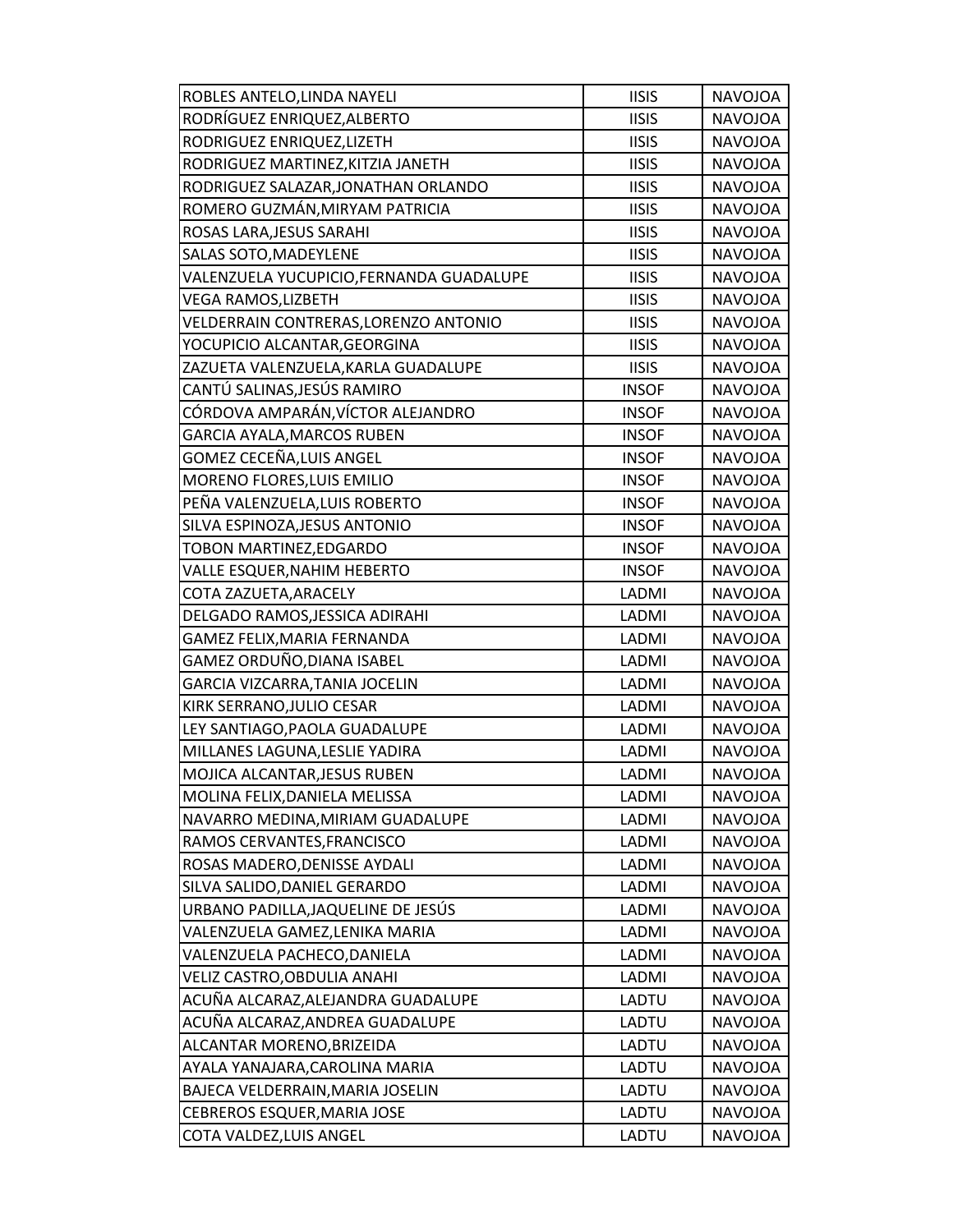| | | |
|---|---|---|
| ROBLES ANTELO,LINDA NAYELI | IISIS | NAVOJOA |
| RODRÍGUEZ ENRIQUEZ,ALBERTO | IISIS | NAVOJOA |
| RODRIGUEZ ENRIQUEZ,LIZETH | IISIS | NAVOJOA |
| RODRIGUEZ MARTINEZ,KITZIA JANETH | IISIS | NAVOJOA |
| RODRIGUEZ SALAZAR,JONATHAN ORLANDO | IISIS | NAVOJOA |
| ROMERO GUZMÁN,MIRYAM PATRICIA | IISIS | NAVOJOA |
| ROSAS LARA,JESUS SARAHI | IISIS | NAVOJOA |
| SALAS SOTO,MADEYLENE | IISIS | NAVOJOA |
| VALENZUELA YUCUPICIO,FERNANDA GUADALUPE | IISIS | NAVOJOA |
| VEGA RAMOS,LIZBETH | IISIS | NAVOJOA |
| VELDERRAIN CONTRERAS,LORENZO ANTONIO | IISIS | NAVOJOA |
| YOCUPICIO ALCANTAR,GEORGINA | IISIS | NAVOJOA |
| ZAZUETA VALENZUELA,KARLA GUADALUPE | IISIS | NAVOJOA |
| CANTÚ SALINAS,JESÚS RAMIRO | INSOF | NAVOJOA |
| CÓRDOVA AMPARÁN,VÍCTOR ALEJANDRO | INSOF | NAVOJOA |
| GARCIA AYALA,MARCOS RUBEN | INSOF | NAVOJOA |
| GOMEZ CECEÑA,LUIS ANGEL | INSOF | NAVOJOA |
| MORENO FLORES,LUIS EMILIO | INSOF | NAVOJOA |
| PEÑA VALENZUELA,LUIS ROBERTO | INSOF | NAVOJOA |
| SILVA ESPINOZA,JESUS ANTONIO | INSOF | NAVOJOA |
| TOBON MARTINEZ,EDGARDO | INSOF | NAVOJOA |
| VALLE ESQUER,NAHIM HEBERTO | INSOF | NAVOJOA |
| COTA ZAZUETA,ARACELY | LADMI | NAVOJOA |
| DELGADO RAMOS,JESSICA ADIRAHI | LADMI | NAVOJOA |
| GAMEZ FELIX,MARIA FERNANDA | LADMI | NAVOJOA |
| GAMEZ ORDUÑO,DIANA ISABEL | LADMI | NAVOJOA |
| GARCIA VIZCARRA,TANIA JOCELIN | LADMI | NAVOJOA |
| KIRK SERRANO,JULIO CESAR | LADMI | NAVOJOA |
| LEY SANTIAGO,PAOLA GUADALUPE | LADMI | NAVOJOA |
| MILLANES LAGUNA,LESLIE YADIRA | LADMI | NAVOJOA |
| MOJICA ALCANTAR,JESUS RUBEN | LADMI | NAVOJOA |
| MOLINA FELIX,DANIELA MELISSA | LADMI | NAVOJOA |
| NAVARRO MEDINA,MIRIAM GUADALUPE | LADMI | NAVOJOA |
| RAMOS CERVANTES,FRANCISCO | LADMI | NAVOJOA |
| ROSAS MADERO,DENISSE AYDALI | LADMI | NAVOJOA |
| SILVA SALIDO,DANIEL GERARDO | LADMI | NAVOJOA |
| URBANO PADILLA,JAQUELINE DE JESÚS | LADMI | NAVOJOA |
| VALENZUELA GAMEZ,LENIKA MARIA | LADMI | NAVOJOA |
| VALENZUELA PACHECO,DANIELA | LADMI | NAVOJOA |
| VELIZ CASTRO,OBDULIA ANAHI | LADMI | NAVOJOA |
| ACUÑA ALCARAZ,ALEJANDRA GUADALUPE | LADTU | NAVOJOA |
| ACUÑA ALCARAZ,ANDREA GUADALUPE | LADTU | NAVOJOA |
| ALCANTAR MORENO,BRIZEIDA | LADTU | NAVOJOA |
| AYALA YANAJARA,CAROLINA MARIA | LADTU | NAVOJOA |
| BAJECA VELDERRAIN,MARIA JOSELIN | LADTU | NAVOJOA |
| CEBREROS ESQUER,MARIA JOSE | LADTU | NAVOJOA |
| COTA VALDEZ,LUIS ANGEL | LADTU | NAVOJOA |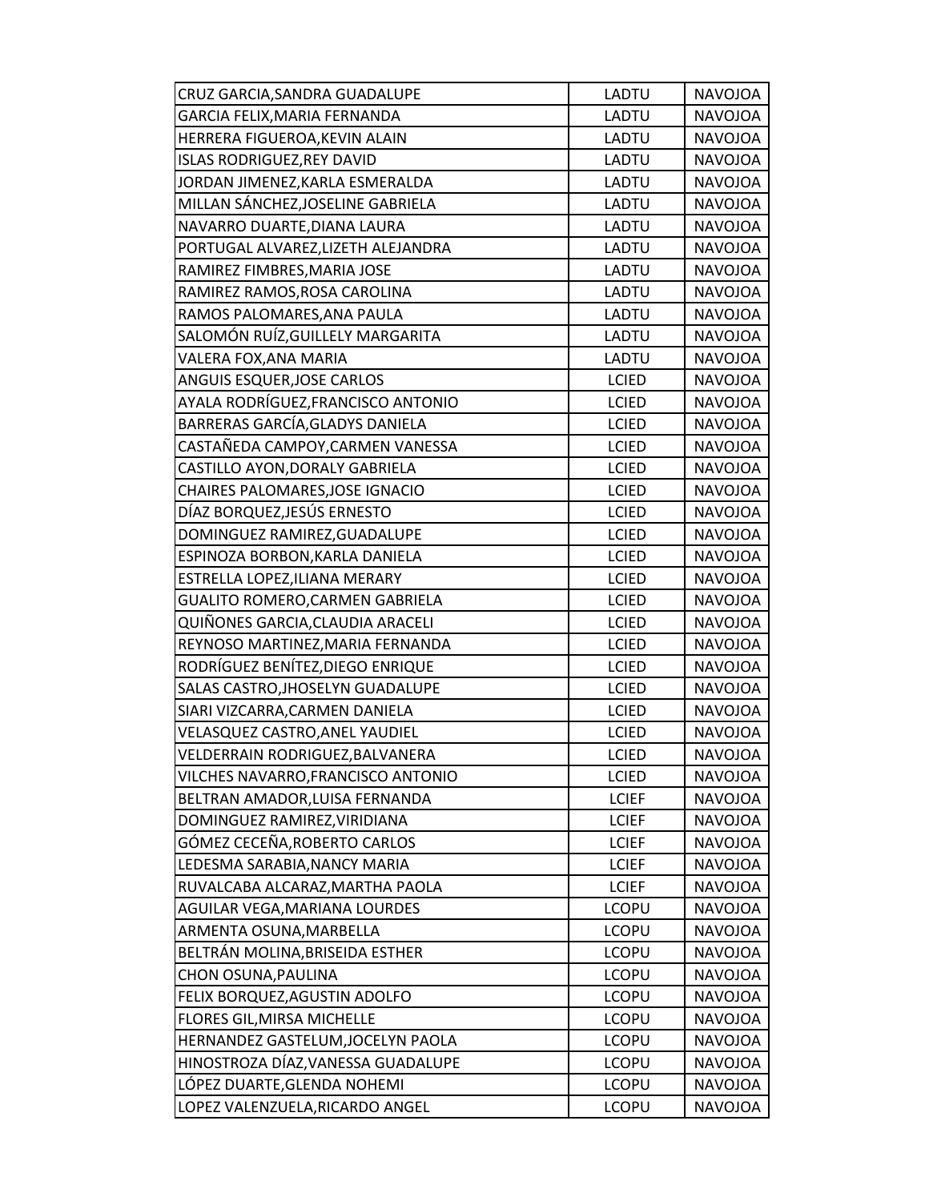| | | |
|---|---|---|
| CRUZ GARCIA,SANDRA GUADALUPE | LADTU | NAVOJOA |
| GARCIA FELIX,MARIA FERNANDA | LADTU | NAVOJOA |
| HERRERA FIGUEROA,KEVIN ALAIN | LADTU | NAVOJOA |
| ISLAS RODRIGUEZ,REY DAVID | LADTU | NAVOJOA |
| JORDAN JIMENEZ,KARLA ESMERALDA | LADTU | NAVOJOA |
| MILLAN SÁNCHEZ,JOSELINE GABRIELA | LADTU | NAVOJOA |
| NAVARRO DUARTE,DIANA LAURA | LADTU | NAVOJOA |
| PORTUGAL ALVAREZ,LIZETH ALEJANDRA | LADTU | NAVOJOA |
| RAMIREZ FIMBRES,MARIA JOSE | LADTU | NAVOJOA |
| RAMIREZ RAMOS,ROSA CAROLINA | LADTU | NAVOJOA |
| RAMOS PALOMARES,ANA PAULA | LADTU | NAVOJOA |
| SALOMÓN RUÍZ,GUILLELY MARGARITA | LADTU | NAVOJOA |
| VALERA FOX,ANA MARIA | LADTU | NAVOJOA |
| ANGUIS ESQUER,JOSE CARLOS | LCIED | NAVOJOA |
| AYALA RODRÍGUEZ,FRANCISCO ANTONIO | LCIED | NAVOJOA |
| BARRERAS GARCÍA,GLADYS DANIELA | LCIED | NAVOJOA |
| CASTAÑEDA CAMPOY,CARMEN VANESSA | LCIED | NAVOJOA |
| CASTILLO AYON,DORALY GABRIELA | LCIED | NAVOJOA |
| CHAIRES PALOMARES,JOSE IGNACIO | LCIED | NAVOJOA |
| DÍAZ BORQUEZ,JESÚS ERNESTO | LCIED | NAVOJOA |
| DOMINGUEZ RAMIREZ,GUADALUPE | LCIED | NAVOJOA |
| ESPINOZA BORBON,KARLA DANIELA | LCIED | NAVOJOA |
| ESTRELLA LOPEZ,ILIANA MERARY | LCIED | NAVOJOA |
| GUALITO ROMERO,CARMEN GABRIELA | LCIED | NAVOJOA |
| QUIÑONES GARCIA,CLAUDIA ARACELI | LCIED | NAVOJOA |
| REYNOSO MARTINEZ,MARIA FERNANDA | LCIED | NAVOJOA |
| RODRÍGUEZ BENÍTEZ,DIEGO ENRIQUE | LCIED | NAVOJOA |
| SALAS CASTRO,JHOSELYN GUADALUPE | LCIED | NAVOJOA |
| SIARI VIZCARRA,CARMEN DANIELA | LCIED | NAVOJOA |
| VELASQUEZ CASTRO,ANEL YAUDIEL | LCIED | NAVOJOA |
| VELDERRAIN RODRIGUEZ,BALVANERA | LCIED | NAVOJOA |
| VILCHES NAVARRO,FRANCISCO ANTONIO | LCIED | NAVOJOA |
| BELTRAN AMADOR,LUISA FERNANDA | LCIEF | NAVOJOA |
| DOMINGUEZ RAMIREZ,VIRIDIANA | LCIEF | NAVOJOA |
| GÓMEZ CECEÑA,ROBERTO CARLOS | LCIEF | NAVOJOA |
| LEDESMA SARABIA,NANCY MARIA | LCIEF | NAVOJOA |
| RUVALCABA ALCARAZ,MARTHA PAOLA | LCIEF | NAVOJOA |
| AGUILAR VEGA,MARIANA LOURDES | LCOPU | NAVOJOA |
| ARMENTA OSUNA,MARBELLA | LCOPU | NAVOJOA |
| BELTRÁN MOLINA,BRISEIDA ESTHER | LCOPU | NAVOJOA |
| CHON OSUNA,PAULINA | LCOPU | NAVOJOA |
| FELIX BORQUEZ,AGUSTIN ADOLFO | LCOPU | NAVOJOA |
| FLORES GIL,MIRSA MICHELLE | LCOPU | NAVOJOA |
| HERNANDEZ GASTELUM,JOCELYN PAOLA | LCOPU | NAVOJOA |
| HINOSTROZA DÍAZ,VANESSA GUADALUPE | LCOPU | NAVOJOA |
| LÓPEZ DUARTE,GLENDA NOHEMI | LCOPU | NAVOJOA |
| LOPEZ VALENZUELA,RICARDO ANGEL | LCOPU | NAVOJOA |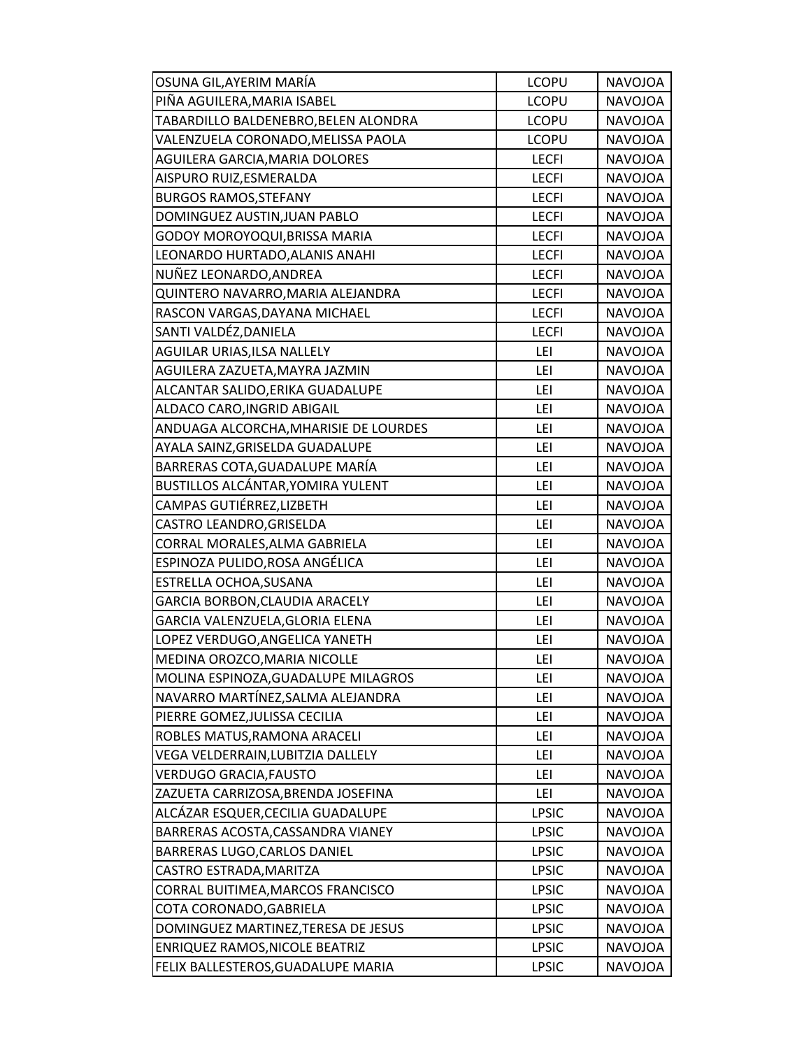| | | |
|---|---|---|
| OSUNA GIL,AYERIM MARÍA | LCOPU | NAVOJOA |
| PIÑA AGUILERA,MARIA ISABEL | LCOPU | NAVOJOA |
| TABARDILLO BALDENEBRO,BELEN ALONDRA | LCOPU | NAVOJOA |
| VALENZUELA CORONADO,MELISSA PAOLA | LCOPU | NAVOJOA |
| AGUILERA GARCIA,MARIA DOLORES | LECFI | NAVOJOA |
| AISPURO RUIZ,ESMERALDA | LECFI | NAVOJOA |
| BURGOS RAMOS,STEFANY | LECFI | NAVOJOA |
| DOMINGUEZ AUSTIN,JUAN PABLO | LECFI | NAVOJOA |
| GODOY MOROYOQUI,BRISSA MARIA | LECFI | NAVOJOA |
| LEONARDO HURTADO,ALANIS ANAHI | LECFI | NAVOJOA |
| NUÑEZ LEONARDO,ANDREA | LECFI | NAVOJOA |
| QUINTERO NAVARRO,MARIA ALEJANDRA | LECFI | NAVOJOA |
| RASCON VARGAS,DAYANA MICHAEL | LECFI | NAVOJOA |
| SANTI VALDÉZ,DANIELA | LECFI | NAVOJOA |
| AGUILAR URIAS,ILSA NALLELY | LEI | NAVOJOA |
| AGUILERA ZAZUETA,MAYRA JAZMIN | LEI | NAVOJOA |
| ALCANTAR SALIDO,ERIKA GUADALUPE | LEI | NAVOJOA |
| ALDACO CARO,INGRID ABIGAIL | LEI | NAVOJOA |
| ANDUAGA ALCORCHA,MHARISIE DE LOURDES | LEI | NAVOJOA |
| AYALA SAINZ,GRISELDA GUADALUPE | LEI | NAVOJOA |
| BARRERAS COTA,GUADALUPE MARÍA | LEI | NAVOJOA |
| BUSTILLOS ALCÁNTAR,YOMIRA YULENT | LEI | NAVOJOA |
| CAMPAS GUTIÉRREZ,LIZBETH | LEI | NAVOJOA |
| CASTRO LEANDRO,GRISELDA | LEI | NAVOJOA |
| CORRAL MORALES,ALMA GABRIELA | LEI | NAVOJOA |
| ESPINOZA PULIDO,ROSA ANGÉLICA | LEI | NAVOJOA |
| ESTRELLA OCHOA,SUSANA | LEI | NAVOJOA |
| GARCIA BORBON,CLAUDIA ARACELY | LEI | NAVOJOA |
| GARCIA VALENZUELA,GLORIA ELENA | LEI | NAVOJOA |
| LOPEZ VERDUGO,ANGELICA YANETH | LEI | NAVOJOA |
| MEDINA OROZCO,MARIA NICOLLE | LEI | NAVOJOA |
| MOLINA ESPINOZA,GUADALUPE MILAGROS | LEI | NAVOJOA |
| NAVARRO MARTÍNEZ,SALMA ALEJANDRA | LEI | NAVOJOA |
| PIERRE GOMEZ,JULISSA CECILIA | LEI | NAVOJOA |
| ROBLES MATUS,RAMONA ARACELI | LEI | NAVOJOA |
| VEGA VELDERRAIN,LUBITZIA DALLELY | LEI | NAVOJOA |
| VERDUGO GRACIA,FAUSTO | LEI | NAVOJOA |
| ZAZUETA CARRIZOSA,BRENDA JOSEFINA | LEI | NAVOJOA |
| ALCÁZAR ESQUER,CECILIA GUADALUPE | LPSIC | NAVOJOA |
| BARRERAS ACOSTA,CASSANDRA VIANEY | LPSIC | NAVOJOA |
| BARRERAS LUGO,CARLOS DANIEL | LPSIC | NAVOJOA |
| CASTRO ESTRADA,MARITZA | LPSIC | NAVOJOA |
| CORRAL BUITIMEA,MARCOS FRANCISCO | LPSIC | NAVOJOA |
| COTA CORONADO,GABRIELA | LPSIC | NAVOJOA |
| DOMINGUEZ MARTINEZ,TERESA DE JESUS | LPSIC | NAVOJOA |
| ENRIQUEZ RAMOS,NICOLE BEATRIZ | LPSIC | NAVOJOA |
| FELIX BALLESTEROS,GUADALUPE MARIA | LPSIC | NAVOJOA |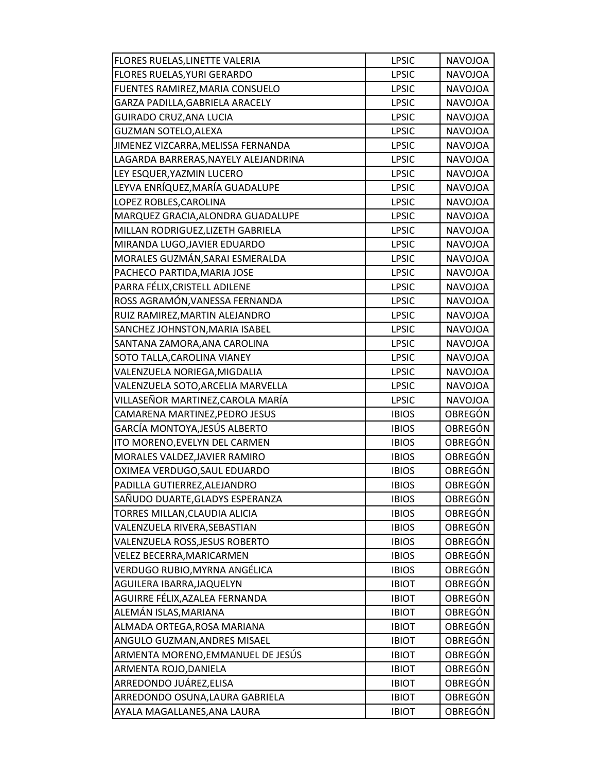| | | |
|---|---|---|
| FLORES RUELAS,LINETTE VALERIA | LPSIC | NAVOJOA |
| FLORES RUELAS,YURI GERARDO | LPSIC | NAVOJOA |
| FUENTES RAMIREZ,MARIA CONSUELO | LPSIC | NAVOJOA |
| GARZA PADILLA,GABRIELA ARACELY | LPSIC | NAVOJOA |
| GUIRADO CRUZ,ANA LUCIA | LPSIC | NAVOJOA |
| GUZMAN SOTELO,ALEXA | LPSIC | NAVOJOA |
| JIMENEZ VIZCARRA,MELISSA FERNANDA | LPSIC | NAVOJOA |
| LAGARDA BARRERAS,NAYELY ALEJANDRINA | LPSIC | NAVOJOA |
| LEY ESQUER,YAZMIN LUCERO | LPSIC | NAVOJOA |
| LEYVA ENRÍQUEZ,MARÍA GUADALUPE | LPSIC | NAVOJOA |
| LOPEZ ROBLES,CAROLINA | LPSIC | NAVOJOA |
| MARQUEZ GRACIA,ALONDRA GUADALUPE | LPSIC | NAVOJOA |
| MILLAN RODRIGUEZ,LIZETH GABRIELA | LPSIC | NAVOJOA |
| MIRANDA LUGO,JAVIER EDUARDO | LPSIC | NAVOJOA |
| MORALES GUZMÁN,SARAI ESMERALDA | LPSIC | NAVOJOA |
| PACHECO PARTIDA,MARIA JOSE | LPSIC | NAVOJOA |
| PARRA FÉLIX,CRISTELL ADILENE | LPSIC | NAVOJOA |
| ROSS AGRAMÓN,VANESSA FERNANDA | LPSIC | NAVOJOA |
| RUIZ RAMIREZ,MARTIN ALEJANDRO | LPSIC | NAVOJOA |
| SANCHEZ JOHNSTON,MARIA ISABEL | LPSIC | NAVOJOA |
| SANTANA ZAMORA,ANA CAROLINA | LPSIC | NAVOJOA |
| SOTO TALLA,CAROLINA VIANEY | LPSIC | NAVOJOA |
| VALENZUELA NORIEGA,MIGDALIA | LPSIC | NAVOJOA |
| VALENZUELA SOTO,ARCELIA MARVELLA | LPSIC | NAVOJOA |
| VILLASEÑOR MARTINEZ,CAROLA MARÍA | LPSIC | NAVOJOA |
| CAMARENA MARTINEZ,PEDRO JESUS | IBIOS | OBREGÓN |
| GARCÍA MONTOYA,JESÚS ALBERTO | IBIOS | OBREGÓN |
| ITO MORENO,EVELYN DEL CARMEN | IBIOS | OBREGÓN |
| MORALES VALDEZ,JAVIER RAMIRO | IBIOS | OBREGÓN |
| OXIMEA VERDUGO,SAUL EDUARDO | IBIOS | OBREGÓN |
| PADILLA GUTIERREZ,ALEJANDRO | IBIOS | OBREGÓN |
| SAÑUDO DUARTE,GLADYS ESPERANZA | IBIOS | OBREGÓN |
| TORRES MILLAN,CLAUDIA ALICIA | IBIOS | OBREGÓN |
| VALENZUELA RIVERA,SEBASTIAN | IBIOS | OBREGÓN |
| VALENZUELA ROSS,JESUS ROBERTO | IBIOS | OBREGÓN |
| VELEZ BECERRA,MARICARMEN | IBIOS | OBREGÓN |
| VERDUGO RUBIO,MYRNA ANGÉLICA | IBIOS | OBREGÓN |
| AGUILERA IBARRA,JAQUELYN | IBIOT | OBREGÓN |
| AGUIRRE FÉLIX,AZALEA FERNANDA | IBIOT | OBREGÓN |
| ALEMÁN ISLAS,MARIANA | IBIOT | OBREGÓN |
| ALMADA ORTEGA,ROSA MARIANA | IBIOT | OBREGÓN |
| ANGULO GUZMAN,ANDRES MISAEL | IBIOT | OBREGÓN |
| ARMENTA MORENO,EMMANUEL DE JESÚS | IBIOT | OBREGÓN |
| ARMENTA ROJO,DANIELA | IBIOT | OBREGÓN |
| ARREDONDO JUÁREZ,ELISA | IBIOT | OBREGÓN |
| ARREDONDO OSUNA,LAURA GABRIELA | IBIOT | OBREGÓN |
| AYALA MAGALLANES,ANA LAURA | IBIOT | OBREGÓN |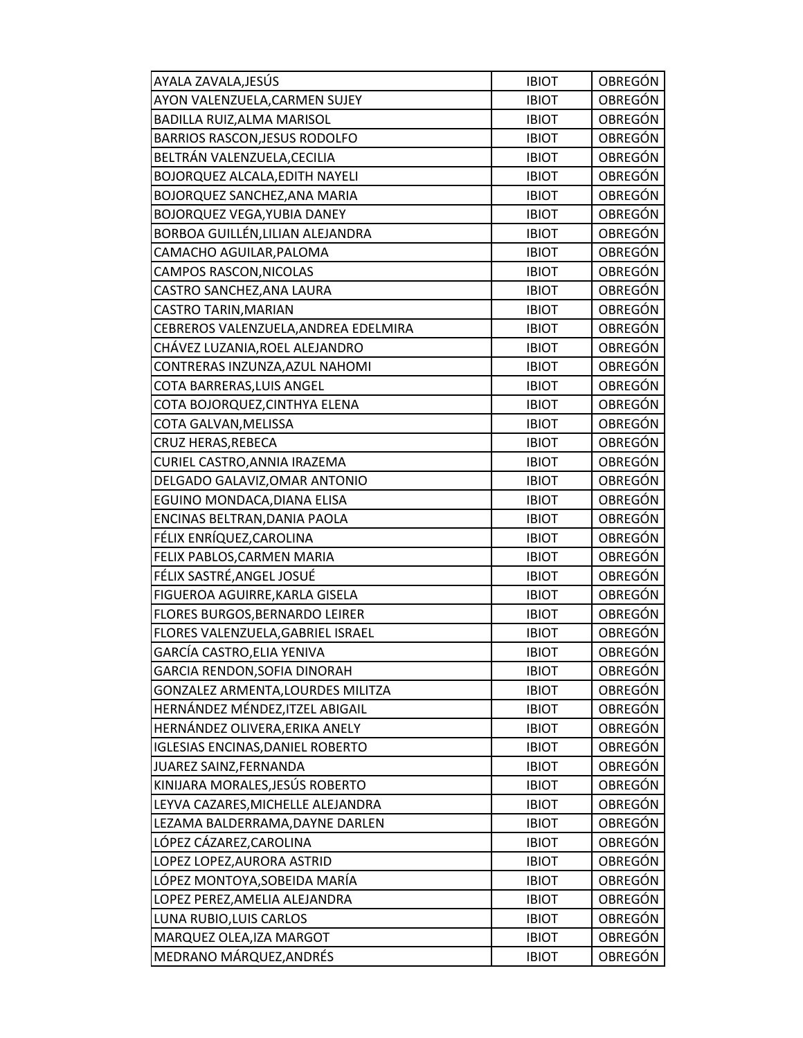| AYALA ZAVALA,JESÚS | IBIOT | OBREGÓN |
|---|---|---|
| AYON VALENZUELA,CARMEN SUJEY | IBIOT | OBREGÓN |
| BADILLA RUIZ,ALMA MARISOL | IBIOT | OBREGÓN |
| BARRIOS RASCON,JESUS RODOLFO | IBIOT | OBREGÓN |
| BELTRÁN VALENZUELA,CECILIA | IBIOT | OBREGÓN |
| BOJORQUEZ ALCALA,EDITH NAYELI | IBIOT | OBREGÓN |
| BOJORQUEZ SANCHEZ,ANA MARIA | IBIOT | OBREGÓN |
| BOJORQUEZ VEGA,YUBIA DANEY | IBIOT | OBREGÓN |
| BORBOA GUILLÉN,LILIAN ALEJANDRA | IBIOT | OBREGÓN |
| CAMACHO AGUILAR,PALOMA | IBIOT | OBREGÓN |
| CAMPOS RASCON,NICOLAS | IBIOT | OBREGÓN |
| CASTRO SANCHEZ,ANA LAURA | IBIOT | OBREGÓN |
| CASTRO TARIN,MARIAN | IBIOT | OBREGÓN |
| CEBREROS VALENZUELA,ANDREA EDELMIRA | IBIOT | OBREGÓN |
| CHÁVEZ LUZANIA,ROEL ALEJANDRO | IBIOT | OBREGÓN |
| CONTRERAS INZUNZA,AZUL NAHOMI | IBIOT | OBREGÓN |
| COTA BARRERAS,LUIS ANGEL | IBIOT | OBREGÓN |
| COTA BOJORQUEZ,CINTHYA ELENA | IBIOT | OBREGÓN |
| COTA GALVAN,MELISSA | IBIOT | OBREGÓN |
| CRUZ HERAS,REBECA | IBIOT | OBREGÓN |
| CURIEL CASTRO,ANNIA IRAZEMA | IBIOT | OBREGÓN |
| DELGADO GALAVIZ,OMAR ANTONIO | IBIOT | OBREGÓN |
| EGUINO MONDACA,DIANA ELISA | IBIOT | OBREGÓN |
| ENCINAS BELTRAN,DANIA PAOLA | IBIOT | OBREGÓN |
| FÉLIX ENRÍQUEZ,CAROLINA | IBIOT | OBREGÓN |
| FELIX PABLOS,CARMEN MARIA | IBIOT | OBREGÓN |
| FÉLIX SASTRÉ,ANGEL JOSUÉ | IBIOT | OBREGÓN |
| FIGUEROA AGUIRRE,KARLA GISELA | IBIOT | OBREGÓN |
| FLORES BURGOS,BERNARDO LEIRER | IBIOT | OBREGÓN |
| FLORES VALENZUELA,GABRIEL ISRAEL | IBIOT | OBREGÓN |
| GARCÍA CASTRO,ELIA YENIVA | IBIOT | OBREGÓN |
| GARCIA RENDON,SOFIA DINORAH | IBIOT | OBREGÓN |
| GONZALEZ ARMENTA,LOURDES MILITZA | IBIOT | OBREGÓN |
| HERNÁNDEZ MÉNDEZ,ITZEL ABIGAIL | IBIOT | OBREGÓN |
| HERNÁNDEZ OLIVERA,ERIKA ANELY | IBIOT | OBREGÓN |
| IGLESIAS ENCINAS,DANIEL ROBERTO | IBIOT | OBREGÓN |
| JUAREZ SAINZ,FERNANDA | IBIOT | OBREGÓN |
| KINIJARA MORALES,JESÚS ROBERTO | IBIOT | OBREGÓN |
| LEYVA CAZARES,MICHELLE ALEJANDRA | IBIOT | OBREGÓN |
| LEZAMA BALDERRAMA,DAYNE DARLEN | IBIOT | OBREGÓN |
| LÓPEZ CÁZAREZ,CAROLINA | IBIOT | OBREGÓN |
| LOPEZ LOPEZ,AURORA ASTRID | IBIOT | OBREGÓN |
| LÓPEZ MONTOYA,SOBEIDA MARÍA | IBIOT | OBREGÓN |
| LOPEZ PEREZ,AMELIA ALEJANDRA | IBIOT | OBREGÓN |
| LUNA RUBIO,LUIS CARLOS | IBIOT | OBREGÓN |
| MARQUEZ OLEA,IZA MARGOT | IBIOT | OBREGÓN |
| MEDRANO MÁRQUEZ,ANDRÉS | IBIOT | OBREGÓN |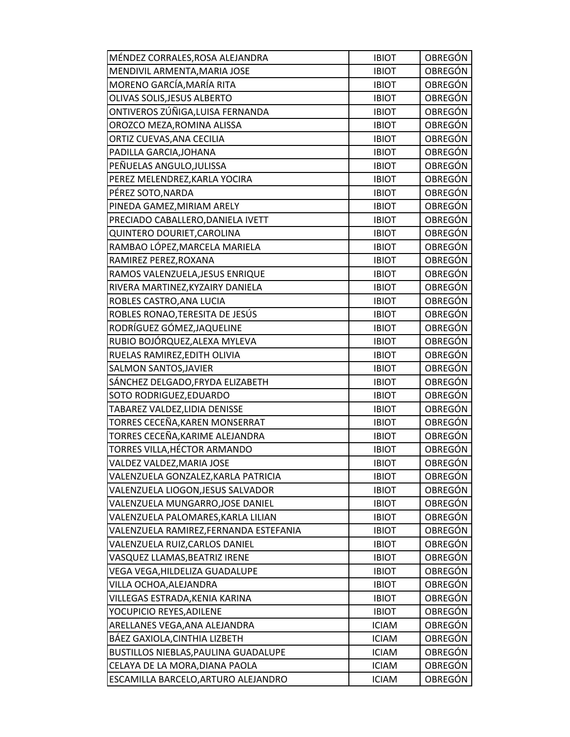| | | |
|---|---|---|
| MÉNDEZ CORRALES,ROSA ALEJANDRA | IBIOT | OBREGÓN |
| MENDIVIL ARMENTA,MARIA JOSE | IBIOT | OBREGÓN |
| MORENO GARCÍA,MARÍA RITA | IBIOT | OBREGÓN |
| OLIVAS SOLIS,JESUS ALBERTO | IBIOT | OBREGÓN |
| ONTIVEROS ZÚÑIGA,LUISA FERNANDA | IBIOT | OBREGÓN |
| OROZCO MEZA,ROMINA ALISSA | IBIOT | OBREGÓN |
| ORTIZ CUEVAS,ANA CECILIA | IBIOT | OBREGÓN |
| PADILLA GARCIA,JOHANA | IBIOT | OBREGÓN |
| PEÑUELAS ANGULO,JULISSA | IBIOT | OBREGÓN |
| PEREZ MELENDREZ,KARLA YOCIRA | IBIOT | OBREGÓN |
| PÉREZ SOTO,NARDA | IBIOT | OBREGÓN |
| PINEDA GAMEZ,MIRIAM ARELY | IBIOT | OBREGÓN |
| PRECIADO CABALLERO,DANIELA IVETT | IBIOT | OBREGÓN |
| QUINTERO DOURIET,CAROLINA | IBIOT | OBREGÓN |
| RAMBAO LÓPEZ,MARCELA MARIELA | IBIOT | OBREGÓN |
| RAMIREZ PEREZ,ROXANA | IBIOT | OBREGÓN |
| RAMOS VALENZUELA,JESUS ENRIQUE | IBIOT | OBREGÓN |
| RIVERA MARTINEZ,KYZAIRY DANIELA | IBIOT | OBREGÓN |
| ROBLES CASTRO,ANA LUCIA | IBIOT | OBREGÓN |
| ROBLES RONAO,TERESITA DE JESÚS | IBIOT | OBREGÓN |
| RODRÍGUEZ GÓMEZ,JAQUELINE | IBIOT | OBREGÓN |
| RUBIO BOJÓRQUEZ,ALEXA MYLEVA | IBIOT | OBREGÓN |
| RUELAS RAMIREZ,EDITH OLIVIA | IBIOT | OBREGÓN |
| SALMON SANTOS,JAVIER | IBIOT | OBREGÓN |
| SÁNCHEZ DELGADO,FRYDA ELIZABETH | IBIOT | OBREGÓN |
| SOTO RODRIGUEZ,EDUARDO | IBIOT | OBREGÓN |
| TABAREZ VALDEZ,LIDIA DENISSE | IBIOT | OBREGÓN |
| TORRES CECEÑA,KAREN MONSERRAT | IBIOT | OBREGÓN |
| TORRES CECEÑA,KARIME ALEJANDRA | IBIOT | OBREGÓN |
| TORRES VILLA,HÉCTOR ARMANDO | IBIOT | OBREGÓN |
| VALDEZ VALDEZ,MARIA JOSE | IBIOT | OBREGÓN |
| VALENZUELA GONZALEZ,KARLA PATRICIA | IBIOT | OBREGÓN |
| VALENZUELA LIOGON,JESUS SALVADOR | IBIOT | OBREGÓN |
| VALENZUELA MUNGARRO,JOSE DANIEL | IBIOT | OBREGÓN |
| VALENZUELA PALOMARES,KARLA LILIAN | IBIOT | OBREGÓN |
| VALENZUELA RAMIREZ,FERNANDA ESTEFANIA | IBIOT | OBREGÓN |
| VALENZUELA RUIZ,CARLOS DANIEL | IBIOT | OBREGÓN |
| VASQUEZ LLAMAS,BEATRIZ IRENE | IBIOT | OBREGÓN |
| VEGA VEGA,HILDELIZA GUADALUPE | IBIOT | OBREGÓN |
| VILLA OCHOA,ALEJANDRA | IBIOT | OBREGÓN |
| VILLEGAS ESTRADA,KENIA KARINA | IBIOT | OBREGÓN |
| YOCUPICIO REYES,ADILENE | IBIOT | OBREGÓN |
| ARELLANES VEGA,ANA ALEJANDRA | ICIAM | OBREGÓN |
| BÁEZ GAXIOLA,CINTHIA LIZBETH | ICIAM | OBREGÓN |
| BUSTILLOS NIEBLAS,PAULINA GUADALUPE | ICIAM | OBREGÓN |
| CELAYA DE LA MORA,DIANA PAOLA | ICIAM | OBREGÓN |
| ESCAMILLA BARCELO,ARTURO ALEJANDRO | ICIAM | OBREGÓN |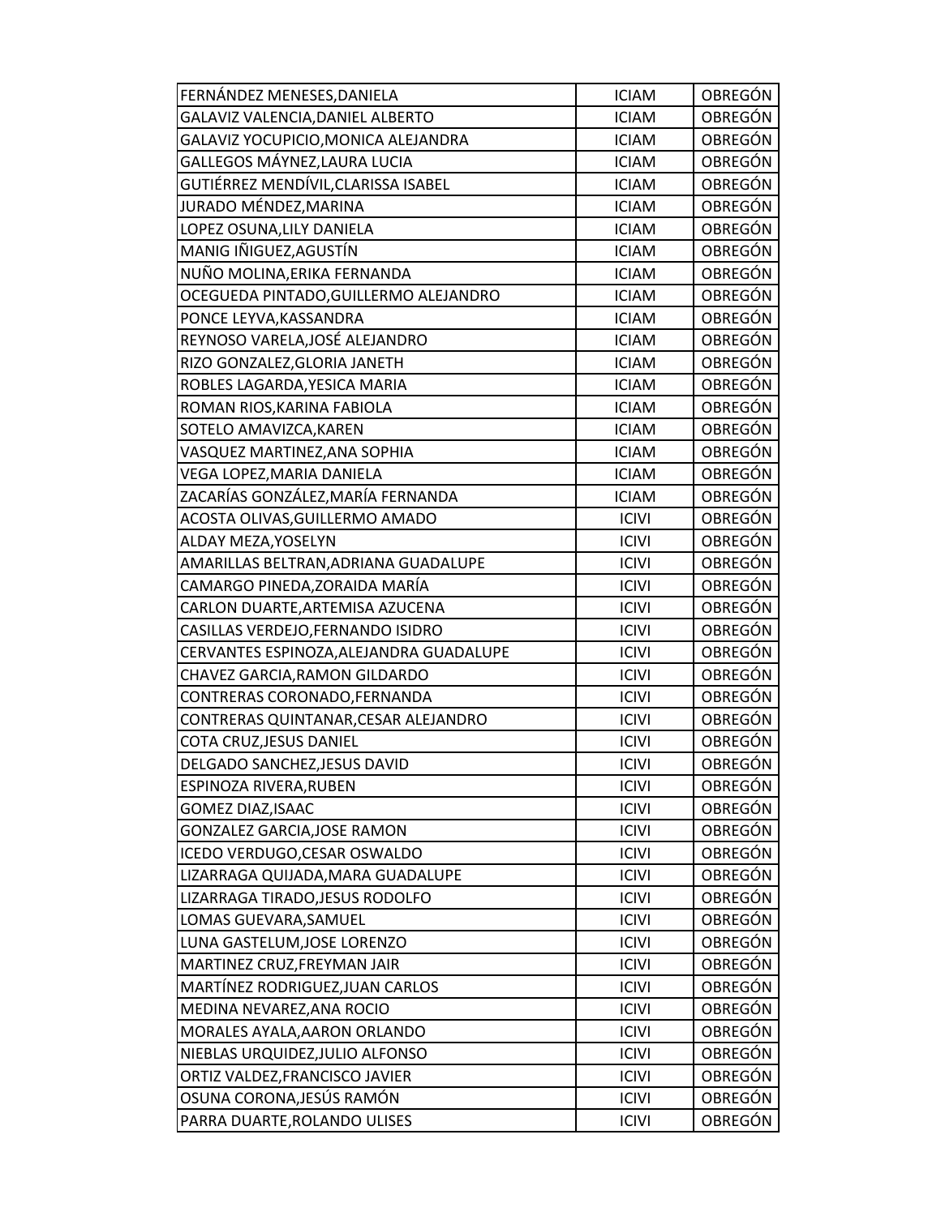| | | |
|---|---|---|
| FERNÁNDEZ MENESES,DANIELA | ICIAM | OBREGÓN |
| GALAVIZ VALENCIA,DANIEL ALBERTO | ICIAM | OBREGÓN |
| GALAVIZ YOCUPICIO,MONICA ALEJANDRA | ICIAM | OBREGÓN |
| GALLEGOS MÁYNEZ,LAURA LUCIA | ICIAM | OBREGÓN |
| GUTIÉRREZ MENDÍVIL,CLARISSA ISABEL | ICIAM | OBREGÓN |
| JURADO MÉNDEZ,MARINA | ICIAM | OBREGÓN |
| LOPEZ OSUNA,LILY DANIELA | ICIAM | OBREGÓN |
| MANIG IÑIGUEZ,AGUSTÍN | ICIAM | OBREGÓN |
| NUÑO MOLINA,ERIKA FERNANDA | ICIAM | OBREGÓN |
| OCEGUEDA PINTADO,GUILLERMO ALEJANDRO | ICIAM | OBREGÓN |
| PONCE LEYVA,KASSANDRA | ICIAM | OBREGÓN |
| REYNOSO VARELA,JOSÉ ALEJANDRO | ICIAM | OBREGÓN |
| RIZO GONZALEZ,GLORIA JANETH | ICIAM | OBREGÓN |
| ROBLES LAGARDA,YESICA MARIA | ICIAM | OBREGÓN |
| ROMAN RIOS,KARINA FABIOLA | ICIAM | OBREGÓN |
| SOTELO AMAVIZCA,KAREN | ICIAM | OBREGÓN |
| VASQUEZ MARTINEZ,ANA SOPHIA | ICIAM | OBREGÓN |
| VEGA LOPEZ,MARIA DANIELA | ICIAM | OBREGÓN |
| ZACARÍAS GONZÁLEZ,MARÍA FERNANDA | ICIAM | OBREGÓN |
| ACOSTA OLIVAS,GUILLERMO AMADO | ICIVI | OBREGÓN |
| ALDAY MEZA,YOSELYN | ICIVI | OBREGÓN |
| AMARILLAS BELTRAN,ADRIANA GUADALUPE | ICIVI | OBREGÓN |
| CAMARGO PINEDA,ZORAIDA MARÍA | ICIVI | OBREGÓN |
| CARLON DUARTE,ARTEMISA AZUCENA | ICIVI | OBREGÓN |
| CASILLAS VERDEJO,FERNANDO ISIDRO | ICIVI | OBREGÓN |
| CERVANTES ESPINOZA,ALEJANDRA GUADALUPE | ICIVI | OBREGÓN |
| CHAVEZ GARCIA,RAMON GILDARDO | ICIVI | OBREGÓN |
| CONTRERAS CORONADO,FERNANDA | ICIVI | OBREGÓN |
| CONTRERAS QUINTANAR,CESAR ALEJANDRO | ICIVI | OBREGÓN |
| COTA CRUZ,JESUS DANIEL | ICIVI | OBREGÓN |
| DELGADO SANCHEZ,JESUS DAVID | ICIVI | OBREGÓN |
| ESPINOZA RIVERA,RUBEN | ICIVI | OBREGÓN |
| GOMEZ DIAZ,ISAAC | ICIVI | OBREGÓN |
| GONZALEZ GARCIA,JOSE RAMON | ICIVI | OBREGÓN |
| ICEDO VERDUGO,CESAR OSWALDO | ICIVI | OBREGÓN |
| LIZARRAGA QUIJADA,MARA GUADALUPE | ICIVI | OBREGÓN |
| LIZARRAGA TIRADO,JESUS RODOLFO | ICIVI | OBREGÓN |
| LOMAS GUEVARA,SAMUEL | ICIVI | OBREGÓN |
| LUNA GASTELUM,JOSE LORENZO | ICIVI | OBREGÓN |
| MARTINEZ CRUZ,FREYMAN JAIR | ICIVI | OBREGÓN |
| MARTÍNEZ RODRIGUEZ,JUAN CARLOS | ICIVI | OBREGÓN |
| MEDINA NEVAREZ,ANA ROCIO | ICIVI | OBREGÓN |
| MORALES AYALA,AARON ORLANDO | ICIVI | OBREGÓN |
| NIEBLAS URQUIDEZ,JULIO ALFONSO | ICIVI | OBREGÓN |
| ORTIZ VALDEZ,FRANCISCO JAVIER | ICIVI | OBREGÓN |
| OSUNA CORONA,JESÚS RAMÓN | ICIVI | OBREGÓN |
| PARRA DUARTE,ROLANDO ULISES | ICIVI | OBREGÓN |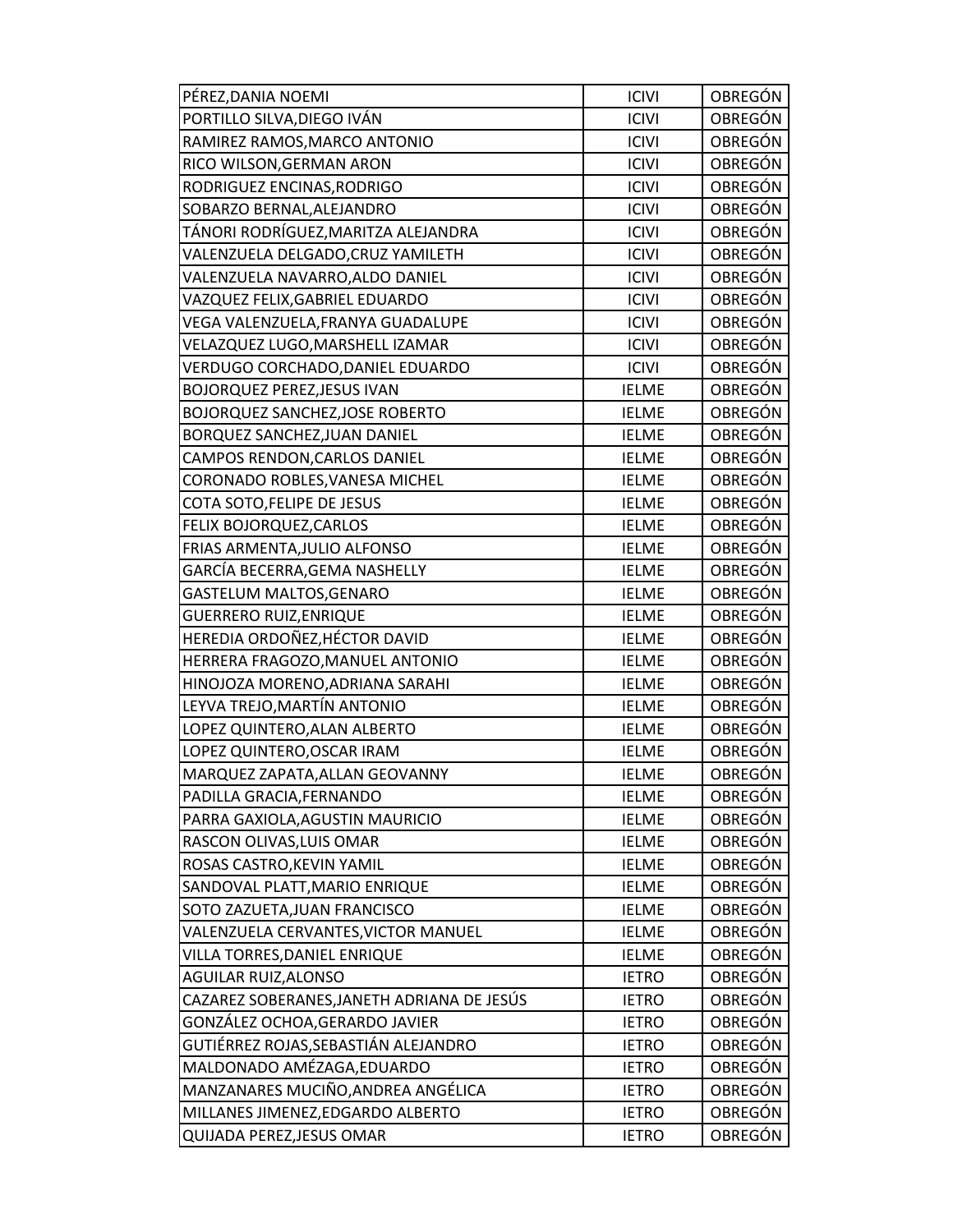| PÉREZ,DANIA NOEMI | ICIVI | OBREGÓN |
|---|---|---|
| PORTILLO SILVA,DIEGO IVÁN | ICIVI | OBREGÓN |
| RAMIREZ RAMOS,MARCO ANTONIO | ICIVI | OBREGÓN |
| RICO WILSON,GERMAN ARON | ICIVI | OBREGÓN |
| RODRIGUEZ ENCINAS,RODRIGO | ICIVI | OBREGÓN |
| SOBARZO BERNAL,ALEJANDRO | ICIVI | OBREGÓN |
| TÁNORI RODRÍGUEZ,MARITZA ALEJANDRA | ICIVI | OBREGÓN |
| VALENZUELA DELGADO,CRUZ YAMILETH | ICIVI | OBREGÓN |
| VALENZUELA NAVARRO,ALDO DANIEL | ICIVI | OBREGÓN |
| VAZQUEZ FELIX,GABRIEL EDUARDO | ICIVI | OBREGÓN |
| VEGA VALENZUELA,FRANYA GUADALUPE | ICIVI | OBREGÓN |
| VELAZQUEZ LUGO,MARSHELL IZAMAR | ICIVI | OBREGÓN |
| VERDUGO CORCHADO,DANIEL EDUARDO | ICIVI | OBREGÓN |
| BOJORQUEZ PEREZ,JESUS IVAN | IELME | OBREGÓN |
| BOJORQUEZ SANCHEZ,JOSE ROBERTO | IELME | OBREGÓN |
| BORQUEZ SANCHEZ,JUAN DANIEL | IELME | OBREGÓN |
| CAMPOS RENDON,CARLOS DANIEL | IELME | OBREGÓN |
| CORONADO ROBLES,VANESA MICHEL | IELME | OBREGÓN |
| COTA SOTO,FELIPE DE JESUS | IELME | OBREGÓN |
| FELIX BOJORQUEZ,CARLOS | IELME | OBREGÓN |
| FRIAS ARMENTA,JULIO ALFONSO | IELME | OBREGÓN |
| GARCÍA BECERRA,GEMA NASHELLY | IELME | OBREGÓN |
| GASTELUM MALTOS,GENARO | IELME | OBREGÓN |
| GUERRERO RUIZ,ENRIQUE | IELME | OBREGÓN |
| HEREDIA ORDOÑEZ,HÉCTOR DAVID | IELME | OBREGÓN |
| HERRERA FRAGOZO,MANUEL ANTONIO | IELME | OBREGÓN |
| HINOJOZA MORENO,ADRIANA SARAHI | IELME | OBREGÓN |
| LEYVA TREJO,MARTÍN ANTONIO | IELME | OBREGÓN |
| LOPEZ QUINTERO,ALAN ALBERTO | IELME | OBREGÓN |
| LOPEZ QUINTERO,OSCAR IRAM | IELME | OBREGÓN |
| MARQUEZ ZAPATA,ALLAN GEOVANNY | IELME | OBREGÓN |
| PADILLA GRACIA,FERNANDO | IELME | OBREGÓN |
| PARRA GAXIOLA,AGUSTIN MAURICIO | IELME | OBREGÓN |
| RASCON OLIVAS,LUIS OMAR | IELME | OBREGÓN |
| ROSAS CASTRO,KEVIN YAMIL | IELME | OBREGÓN |
| SANDOVAL PLATT,MARIO ENRIQUE | IELME | OBREGÓN |
| SOTO ZAZUETA,JUAN FRANCISCO | IELME | OBREGÓN |
| VALENZUELA CERVANTES,VICTOR MANUEL | IELME | OBREGÓN |
| VILLA TORRES,DANIEL ENRIQUE | IELME | OBREGÓN |
| AGUILAR RUIZ,ALONSO | IETRO | OBREGÓN |
| CAZAREZ SOBERANES,JANETH ADRIANA DE JESÚS | IETRO | OBREGÓN |
| GONZÁLEZ OCHOA,GERARDO JAVIER | IETRO | OBREGÓN |
| GUTIÉRREZ ROJAS,SEBASTIÁN ALEJANDRO | IETRO | OBREGÓN |
| MALDONADO AMÉZAGA,EDUARDO | IETRO | OBREGÓN |
| MANZANARES MUCIÑO,ANDREA ANGÉLICA | IETRO | OBREGÓN |
| MILLANES JIMENEZ,EDGARDO ALBERTO | IETRO | OBREGÓN |
| QUIJADA PEREZ,JESUS OMAR | IETRO | OBREGÓN |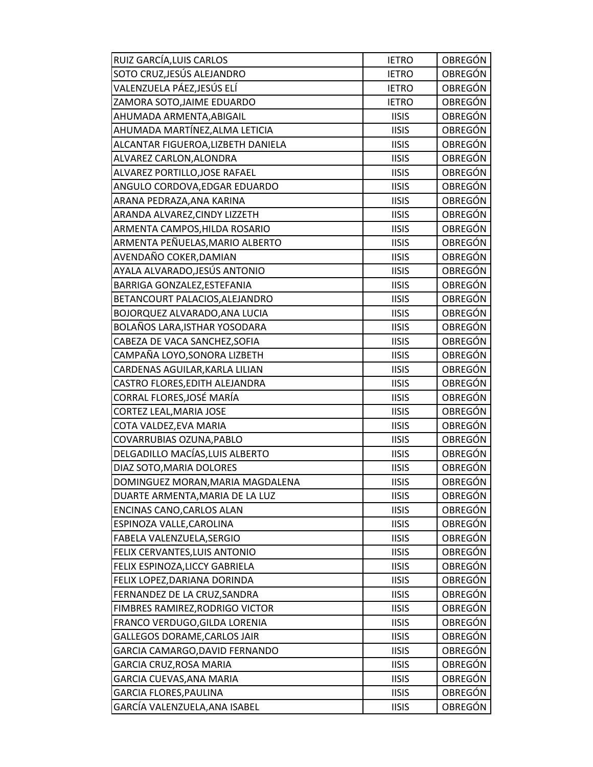| | | |
|---|---|---|
| RUIZ GARCÍA,LUIS CARLOS | IETRO | OBREGÓN |
| SOTO CRUZ,JESÚS ALEJANDRO | IETRO | OBREGÓN |
| VALENZUELA PÁEZ,JESÚS ELÍ | IETRO | OBREGÓN |
| ZAMORA SOTO,JAIME EDUARDO | IETRO | OBREGÓN |
| AHUMADA ARMENTA,ABIGAIL | IISIS | OBREGÓN |
| AHUMADA MARTÍNEZ,ALMA LETICIA | IISIS | OBREGÓN |
| ALCANTAR FIGUEROA,LIZBETH DANIELA | IISIS | OBREGÓN |
| ALVAREZ CARLON,ALONDRA | IISIS | OBREGÓN |
| ALVAREZ PORTILLO,JOSE RAFAEL | IISIS | OBREGÓN |
| ANGULO CORDOVA,EDGAR EDUARDO | IISIS | OBREGÓN |
| ARANA PEDRAZA,ANA KARINA | IISIS | OBREGÓN |
| ARANDA ALVAREZ,CINDY LIZZETH | IISIS | OBREGÓN |
| ARMENTA CAMPOS,HILDA ROSARIO | IISIS | OBREGÓN |
| ARMENTA PEÑUELAS,MARIO ALBERTO | IISIS | OBREGÓN |
| AVENDAÑO COKER,DAMIAN | IISIS | OBREGÓN |
| AYALA ALVARADO,JESÚS ANTONIO | IISIS | OBREGÓN |
| BARRIGA GONZALEZ,ESTEFANIA | IISIS | OBREGÓN |
| BETANCOURT PALACIOS,ALEJANDRO | IISIS | OBREGÓN |
| BOJORQUEZ ALVARADO,ANA LUCIA | IISIS | OBREGÓN |
| BOLAÑOS LARA,ISTHAR YOSODARA | IISIS | OBREGÓN |
| CABEZA DE VACA SANCHEZ,SOFIA | IISIS | OBREGÓN |
| CAMPAÑA LOYO,SONORA LIZBETH | IISIS | OBREGÓN |
| CARDENAS AGUILAR,KARLA LILIAN | IISIS | OBREGÓN |
| CASTRO FLORES,EDITH ALEJANDRA | IISIS | OBREGÓN |
| CORRAL FLORES,JOSÉ MARÍA | IISIS | OBREGÓN |
| CORTEZ LEAL,MARIA JOSE | IISIS | OBREGÓN |
| COTA VALDEZ,EVA MARIA | IISIS | OBREGÓN |
| COVARRUBIAS OZUNA,PABLO | IISIS | OBREGÓN |
| DELGADILLO MACÍAS,LUIS ALBERTO | IISIS | OBREGÓN |
| DIAZ SOTO,MARIA DOLORES | IISIS | OBREGÓN |
| DOMINGUEZ MORAN,MARIA MAGDALENA | IISIS | OBREGÓN |
| DUARTE ARMENTA,MARIA DE LA LUZ | IISIS | OBREGÓN |
| ENCINAS CANO,CARLOS ALAN | IISIS | OBREGÓN |
| ESPINOZA VALLE,CAROLINA | IISIS | OBREGÓN |
| FABELA VALENZUELA,SERGIO | IISIS | OBREGÓN |
| FELIX CERVANTES,LUIS ANTONIO | IISIS | OBREGÓN |
| FELIX ESPINOZA,LICCY GABRIELA | IISIS | OBREGÓN |
| FELIX LOPEZ,DARIANA DORINDA | IISIS | OBREGÓN |
| FERNANDEZ DE LA CRUZ,SANDRA | IISIS | OBREGÓN |
| FIMBRES RAMIREZ,RODRIGO VICTOR | IISIS | OBREGÓN |
| FRANCO VERDUGO,GILDA LORENIA | IISIS | OBREGÓN |
| GALLEGOS DORAME,CARLOS JAIR | IISIS | OBREGÓN |
| GARCIA CAMARGO,DAVID FERNANDO | IISIS | OBREGÓN |
| GARCIA CRUZ,ROSA MARIA | IISIS | OBREGÓN |
| GARCIA CUEVAS,ANA MARIA | IISIS | OBREGÓN |
| GARCIA FLORES,PAULINA | IISIS | OBREGÓN |
| GARCÍA VALENZUELA,ANA ISABEL | IISIS | OBREGÓN |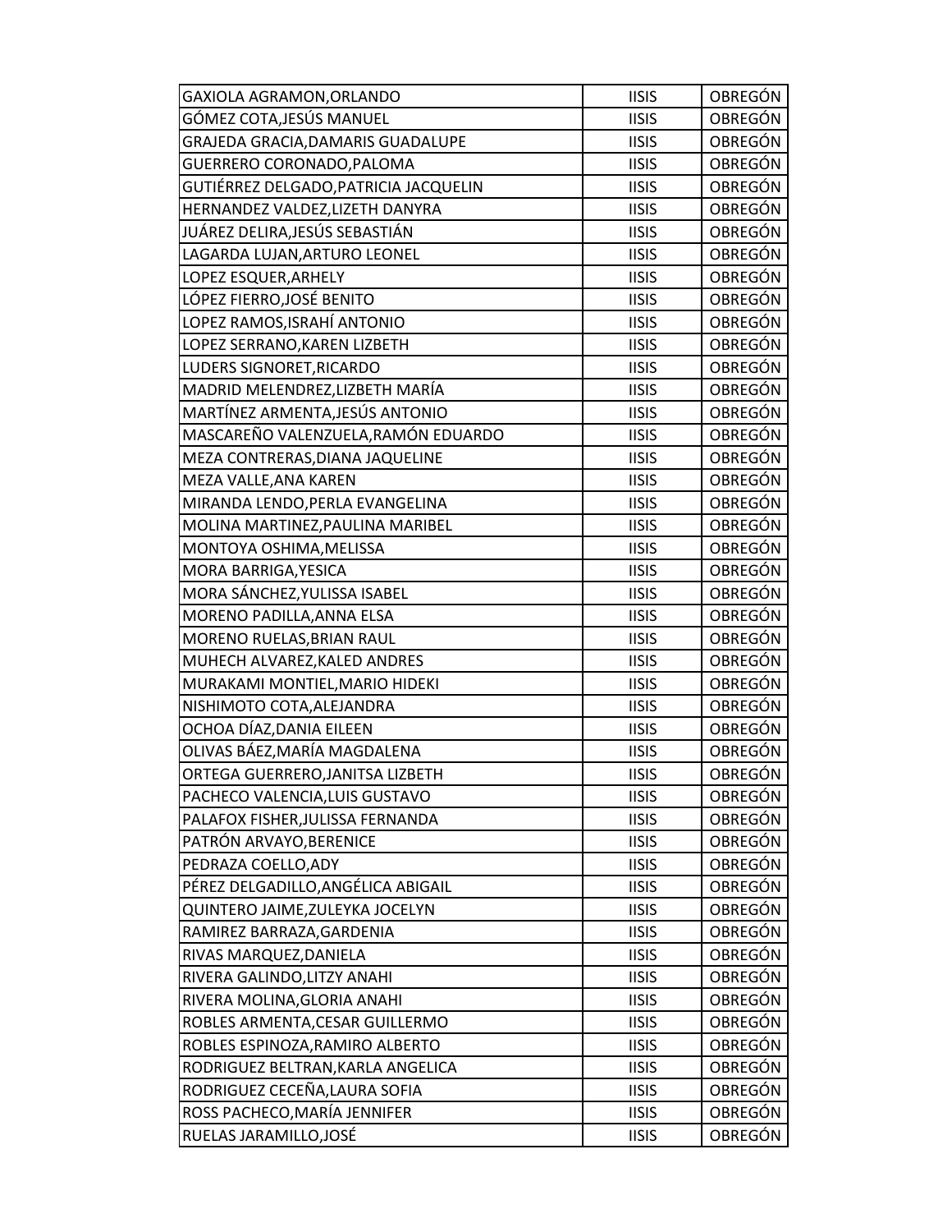| | | |
|---|---|---|
| GAXIOLA AGRAMON,ORLANDO | IISIS | OBREGÓN |
| GÓMEZ COTA,JESÚS MANUEL | IISIS | OBREGÓN |
| GRAJEDA GRACIA,DAMARIS GUADALUPE | IISIS | OBREGÓN |
| GUERRERO CORONADO,PALOMA | IISIS | OBREGÓN |
| GUTIÉRREZ DELGADO,PATRICIA JACQUELIN | IISIS | OBREGÓN |
| HERNANDEZ VALDEZ,LIZETH DANYRA | IISIS | OBREGÓN |
| JUÁREZ DELIRA,JESÚS SEBASTIÁN | IISIS | OBREGÓN |
| LAGARDA LUJAN,ARTURO LEONEL | IISIS | OBREGÓN |
| LOPEZ ESQUER,ARHELY | IISIS | OBREGÓN |
| LÓPEZ FIERRO,JOSÉ BENITO | IISIS | OBREGÓN |
| LOPEZ RAMOS,ISRAHÍ ANTONIO | IISIS | OBREGÓN |
| LOPEZ SERRANO,KAREN LIZBETH | IISIS | OBREGÓN |
| LUDERS SIGNORET,RICARDO | IISIS | OBREGÓN |
| MADRID MELENDREZ,LIZBETH MARÍA | IISIS | OBREGÓN |
| MARTÍNEZ ARMENTA,JESÚS ANTONIO | IISIS | OBREGÓN |
| MASCAREÑO VALENZUELA,RAMÓN EDUARDO | IISIS | OBREGÓN |
| MEZA CONTRERAS,DIANA JAQUELINE | IISIS | OBREGÓN |
| MEZA VALLE,ANA KAREN | IISIS | OBREGÓN |
| MIRANDA LENDO,PERLA EVANGELINA | IISIS | OBREGÓN |
| MOLINA MARTINEZ,PAULINA MARIBEL | IISIS | OBREGÓN |
| MONTOYA OSHIMA,MELISSA | IISIS | OBREGÓN |
| MORA BARRIGA,YESICA | IISIS | OBREGÓN |
| MORA SÁNCHEZ,YULISSA ISABEL | IISIS | OBREGÓN |
| MORENO PADILLA,ANNA ELSA | IISIS | OBREGÓN |
| MORENO RUELAS,BRIAN RAUL | IISIS | OBREGÓN |
| MUHECH ALVAREZ,KALED ANDRES | IISIS | OBREGÓN |
| MURAKAMI MONTIEL,MARIO HIDEKI | IISIS | OBREGÓN |
| NISHIMOTO COTA,ALEJANDRA | IISIS | OBREGÓN |
| OCHOA DÍAZ,DANIA EILEEN | IISIS | OBREGÓN |
| OLIVAS BÁEZ,MARÍA MAGDALENA | IISIS | OBREGÓN |
| ORTEGA GUERRERO,JANITSA LIZBETH | IISIS | OBREGÓN |
| PACHECO VALENCIA,LUIS GUSTAVO | IISIS | OBREGÓN |
| PALAFOX FISHER,JULISSA FERNANDA | IISIS | OBREGÓN |
| PATRÓN ARVAYO,BERENICE | IISIS | OBREGÓN |
| PEDRAZA COELLO,ADY | IISIS | OBREGÓN |
| PÉREZ DELGADILLO,ANGÉLICA ABIGAIL | IISIS | OBREGÓN |
| QUINTERO JAIME,ZULEYKA JOCELYN | IISIS | OBREGÓN |
| RAMIREZ BARRAZA,GARDENIA | IISIS | OBREGÓN |
| RIVAS MARQUEZ,DANIELA | IISIS | OBREGÓN |
| RIVERA GALINDO,LITZY ANAHI | IISIS | OBREGÓN |
| RIVERA MOLINA,GLORIA ANAHI | IISIS | OBREGÓN |
| ROBLES ARMENTA,CESAR GUILLERMO | IISIS | OBREGÓN |
| ROBLES ESPINOZA,RAMIRO ALBERTO | IISIS | OBREGÓN |
| RODRIGUEZ BELTRAN,KARLA ANGELICA | IISIS | OBREGÓN |
| RODRIGUEZ CECEÑA,LAURA SOFIA | IISIS | OBREGÓN |
| ROSS PACHECO,MARÍA JENNIFER | IISIS | OBREGÓN |
| RUELAS JARAMILLO,JOSÉ | IISIS | OBREGÓN |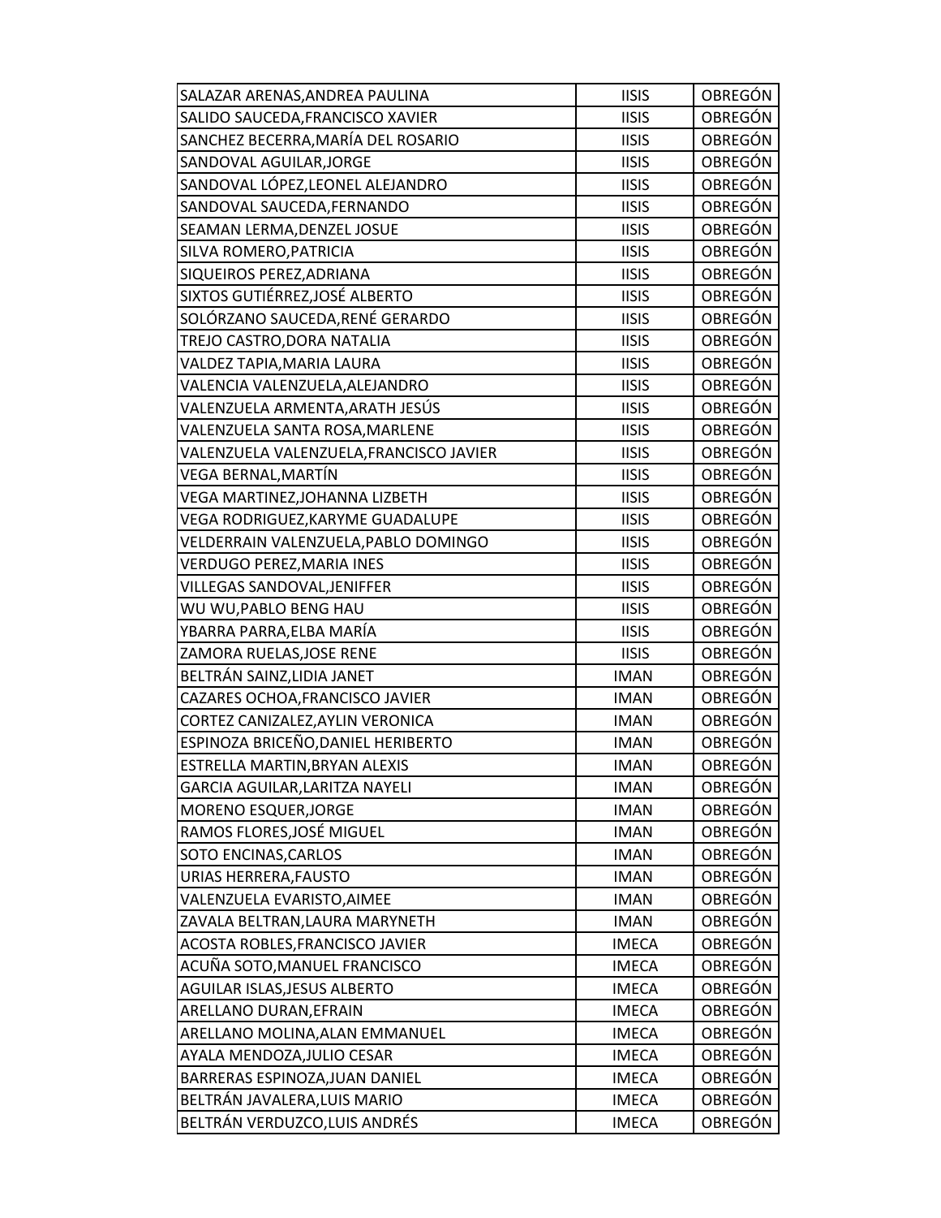| | | |
|---|---|---|
| SALAZAR ARENAS,ANDREA PAULINA | IISIS | OBREGÓN |
| SALIDO SAUCEDA,FRANCISCO XAVIER | IISIS | OBREGÓN |
| SANCHEZ BECERRA,MARÍA DEL ROSARIO | IISIS | OBREGÓN |
| SANDOVAL AGUILAR,JORGE | IISIS | OBREGÓN |
| SANDOVAL LÓPEZ,LEONEL ALEJANDRO | IISIS | OBREGÓN |
| SANDOVAL SAUCEDA,FERNANDO | IISIS | OBREGÓN |
| SEAMAN LERMA,DENZEL JOSUE | IISIS | OBREGÓN |
| SILVA ROMERO,PATRICIA | IISIS | OBREGÓN |
| SIQUEIROS PEREZ,ADRIANA | IISIS | OBREGÓN |
| SIXTOS GUTIÉRREZ,JOSÉ ALBERTO | IISIS | OBREGÓN |
| SOLÓRZANO SAUCEDA,RENÉ GERARDO | IISIS | OBREGÓN |
| TREJO CASTRO,DORA NATALIA | IISIS | OBREGÓN |
| VALDEZ TAPIA,MARIA LAURA | IISIS | OBREGÓN |
| VALENCIA VALENZUELA,ALEJANDRO | IISIS | OBREGÓN |
| VALENZUELA ARMENTA,ARATH JESÚS | IISIS | OBREGÓN |
| VALENZUELA SANTA ROSA,MARLENE | IISIS | OBREGÓN |
| VALENZUELA VALENZUELA,FRANCISCO JAVIER | IISIS | OBREGÓN |
| VEGA BERNAL,MARTÍN | IISIS | OBREGÓN |
| VEGA MARTINEZ,JOHANNA LIZBETH | IISIS | OBREGÓN |
| VEGA RODRIGUEZ,KARYME GUADALUPE | IISIS | OBREGÓN |
| VELDERRAIN VALENZUELA,PABLO DOMINGO | IISIS | OBREGÓN |
| VERDUGO PEREZ,MARIA INES | IISIS | OBREGÓN |
| VILLEGAS SANDOVAL,JENIFFER | IISIS | OBREGÓN |
| WU WU,PABLO BENG HAU | IISIS | OBREGÓN |
| YBARRA PARRA,ELBA MARÍA | IISIS | OBREGÓN |
| ZAMORA RUELAS,JOSE RENE | IISIS | OBREGÓN |
| BELTRÁN SAINZ,LIDIA JANET | IMAN | OBREGÓN |
| CAZARES OCHOA,FRANCISCO JAVIER | IMAN | OBREGÓN |
| CORTEZ CANIZALEZ,AYLIN VERONICA | IMAN | OBREGÓN |
| ESPINOZA BRICEÑO,DANIEL HERIBERTO | IMAN | OBREGÓN |
| ESTRELLA MARTIN,BRYAN ALEXIS | IMAN | OBREGÓN |
| GARCIA AGUILAR,LARITZA NAYELI | IMAN | OBREGÓN |
| MORENO ESQUER,JORGE | IMAN | OBREGÓN |
| RAMOS FLORES,JOSÉ MIGUEL | IMAN | OBREGÓN |
| SOTO ENCINAS,CARLOS | IMAN | OBREGÓN |
| URIAS HERRERA,FAUSTO | IMAN | OBREGÓN |
| VALENZUELA EVARISTO,AIMEE | IMAN | OBREGÓN |
| ZAVALA BELTRAN,LAURA MARYNETH | IMAN | OBREGÓN |
| ACOSTA ROBLES,FRANCISCO JAVIER | IMECA | OBREGÓN |
| ACUÑA SOTO,MANUEL FRANCISCO | IMECA | OBREGÓN |
| AGUILAR ISLAS,JESUS ALBERTO | IMECA | OBREGÓN |
| ARELLANO DURAN,EFRAIN | IMECA | OBREGÓN |
| ARELLANO MOLINA,ALAN EMMANUEL | IMECA | OBREGÓN |
| AYALA MENDOZA,JULIO CESAR | IMECA | OBREGÓN |
| BARRERAS ESPINOZA,JUAN DANIEL | IMECA | OBREGÓN |
| BELTRÁN JAVALERA,LUIS MARIO | IMECA | OBREGÓN |
| BELTRÁN VERDUZCO,LUIS ANDRÉS | IMECA | OBREGÓN |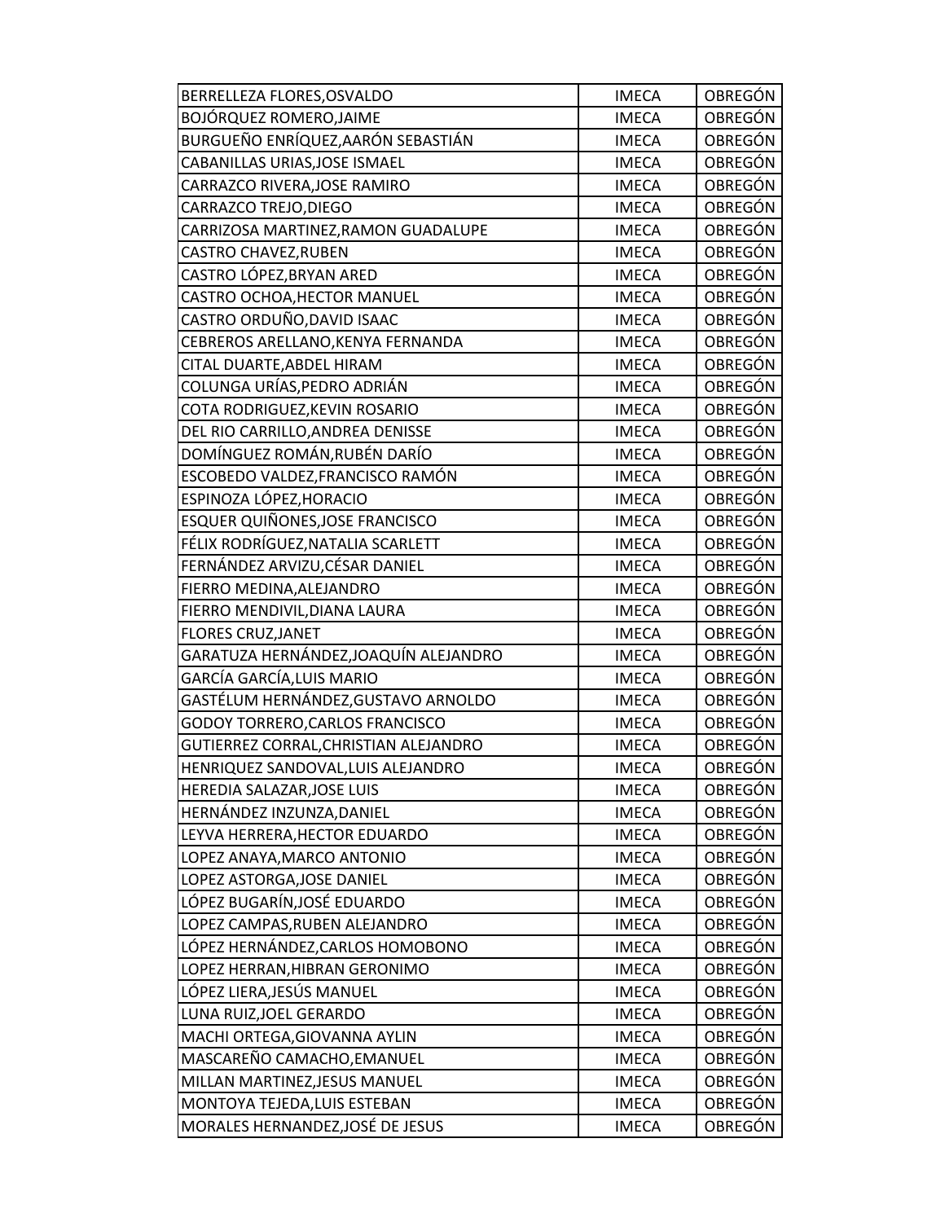| BERRELLEZA FLORES,OSVALDO | IMECA | OBREGÓN |
|---|---|---|
| BOJÓRQUEZ ROMERO,JAIME | IMECA | OBREGÓN |
| BURGUEÑO ENRÍQUEZ,AARÓN SEBASTIÁN | IMECA | OBREGÓN |
| CABANILLAS URIAS,JOSE ISMAEL | IMECA | OBREGÓN |
| CARRAZCO RIVERA,JOSE RAMIRO | IMECA | OBREGÓN |
| CARRAZCO TREJO,DIEGO | IMECA | OBREGÓN |
| CARRIZOSA MARTINEZ,RAMON GUADALUPE | IMECA | OBREGÓN |
| CASTRO CHAVEZ,RUBEN | IMECA | OBREGÓN |
| CASTRO LÓPEZ,BRYAN ARED | IMECA | OBREGÓN |
| CASTRO OCHOA,HECTOR MANUEL | IMECA | OBREGÓN |
| CASTRO ORDUÑO,DAVID ISAAC | IMECA | OBREGÓN |
| CEBREROS ARELLANO,KENYA FERNANDA | IMECA | OBREGÓN |
| CITAL DUARTE,ABDEL HIRAM | IMECA | OBREGÓN |
| COLUNGA URÍAS,PEDRO ADRIÁN | IMECA | OBREGÓN |
| COTA RODRIGUEZ,KEVIN ROSARIO | IMECA | OBREGÓN |
| DEL RIO CARRILLO,ANDREA DENISSE | IMECA | OBREGÓN |
| DOMÍNGUEZ ROMÁN,RUBÉN DARÍO | IMECA | OBREGÓN |
| ESCOBEDO VALDEZ,FRANCISCO RAMÓN | IMECA | OBREGÓN |
| ESPINOZA LÓPEZ,HORACIO | IMECA | OBREGÓN |
| ESQUER QUIÑONES,JOSE FRANCISCO | IMECA | OBREGÓN |
| FÉLIX RODRÍGUEZ,NATALIA SCARLETT | IMECA | OBREGÓN |
| FERNÁNDEZ ARVIZU,CÉSAR DANIEL | IMECA | OBREGÓN |
| FIERRO MEDINA,ALEJANDRO | IMECA | OBREGÓN |
| FIERRO MENDIVIL,DIANA LAURA | IMECA | OBREGÓN |
| FLORES CRUZ,JANET | IMECA | OBREGÓN |
| GARATUZA HERNÁNDEZ,JOAQUÍN ALEJANDRO | IMECA | OBREGÓN |
| GARCÍA GARCÍA,LUIS MARIO | IMECA | OBREGÓN |
| GASTÉLUM HERNÁNDEZ,GUSTAVO ARNOLDO | IMECA | OBREGÓN |
| GODOY TORRERO,CARLOS FRANCISCO | IMECA | OBREGÓN |
| GUTIERREZ CORRAL,CHRISTIAN ALEJANDRO | IMECA | OBREGÓN |
| HENRIQUEZ SANDOVAL,LUIS ALEJANDRO | IMECA | OBREGÓN |
| HEREDIA SALAZAR,JOSE LUIS | IMECA | OBREGÓN |
| HERNÁNDEZ INZUNZA,DANIEL | IMECA | OBREGÓN |
| LEYVA HERRERA,HECTOR EDUARDO | IMECA | OBREGÓN |
| LOPEZ ANAYA,MARCO ANTONIO | IMECA | OBREGÓN |
| LOPEZ ASTORGA,JOSE DANIEL | IMECA | OBREGÓN |
| LÓPEZ BUGARÍN,JOSÉ EDUARDO | IMECA | OBREGÓN |
| LOPEZ CAMPAS,RUBEN ALEJANDRO | IMECA | OBREGÓN |
| LÓPEZ HERNÁNDEZ,CARLOS HOMOBONO | IMECA | OBREGÓN |
| LOPEZ HERRAN,HIBRAN GERONIMO | IMECA | OBREGÓN |
| LÓPEZ LIERA,JESÚS MANUEL | IMECA | OBREGÓN |
| LUNA RUIZ,JOEL GERARDO | IMECA | OBREGÓN |
| MACHI ORTEGA,GIOVANNA AYLIN | IMECA | OBREGÓN |
| MASCAREÑO CAMACHO,EMANUEL | IMECA | OBREGÓN |
| MILLAN MARTINEZ,JESUS MANUEL | IMECA | OBREGÓN |
| MONTOYA TEJEDA,LUIS ESTEBAN | IMECA | OBREGÓN |
| MORALES HERNANDEZ,JOSÉ DE JESUS | IMECA | OBREGÓN |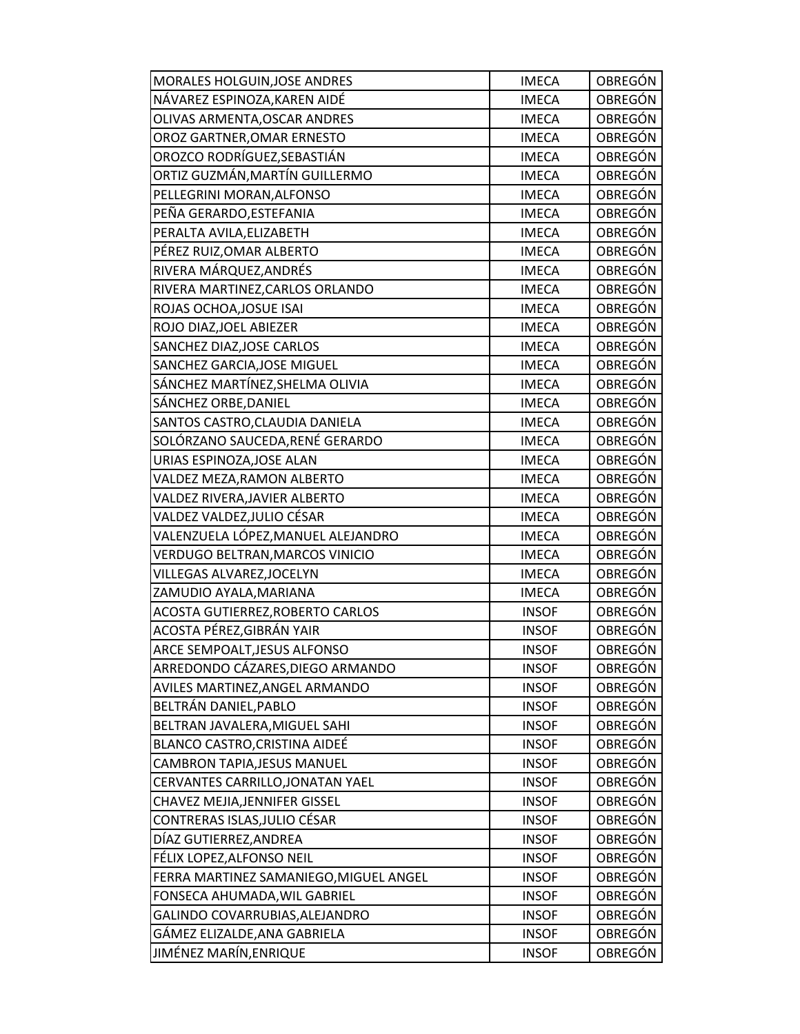| | | |
|---|---|---|
| MORALES HOLGUIN,JOSE ANDRES | IMECA | OBREGÓN |
| NÁVAREZ ESPINOZA,KAREN AIDÉ | IMECA | OBREGÓN |
| OLIVAS ARMENTA,OSCAR ANDRES | IMECA | OBREGÓN |
| OROZ GARTNER,OMAR ERNESTO | IMECA | OBREGÓN |
| OROZCO RODRÍGUEZ,SEBASTIÁN | IMECA | OBREGÓN |
| ORTIZ GUZMÁN,MARTÍN GUILLERMO | IMECA | OBREGÓN |
| PELLEGRINI MORAN,ALFONSO | IMECA | OBREGÓN |
| PEÑA GERARDO,ESTEFANIA | IMECA | OBREGÓN |
| PERALTA AVILA,ELIZABETH | IMECA | OBREGÓN |
| PÉREZ RUIZ,OMAR ALBERTO | IMECA | OBREGÓN |
| RIVERA MÁRQUEZ,ANDRÉS | IMECA | OBREGÓN |
| RIVERA MARTINEZ,CARLOS ORLANDO | IMECA | OBREGÓN |
| ROJAS OCHOA,JOSUE ISAI | IMECA | OBREGÓN |
| ROJO DIAZ,JOEL ABIEZER | IMECA | OBREGÓN |
| SANCHEZ DIAZ,JOSE CARLOS | IMECA | OBREGÓN |
| SANCHEZ GARCIA,JOSE MIGUEL | IMECA | OBREGÓN |
| SÁNCHEZ MARTÍNEZ,SHELMA OLIVIA | IMECA | OBREGÓN |
| SÁNCHEZ ORBE,DANIEL | IMECA | OBREGÓN |
| SANTOS CASTRO,CLAUDIA DANIELA | IMECA | OBREGÓN |
| SOLÓRZANO SAUCEDA,RENÉ GERARDO | IMECA | OBREGÓN |
| URIAS ESPINOZA,JOSE ALAN | IMECA | OBREGÓN |
| VALDEZ MEZA,RAMON ALBERTO | IMECA | OBREGÓN |
| VALDEZ RIVERA,JAVIER ALBERTO | IMECA | OBREGÓN |
| VALDEZ VALDEZ,JULIO CÉSAR | IMECA | OBREGÓN |
| VALENZUELA LÓPEZ,MANUEL ALEJANDRO | IMECA | OBREGÓN |
| VERDUGO BELTRAN,MARCOS VINICIO | IMECA | OBREGÓN |
| VILLEGAS ALVAREZ,JOCELYN | IMECA | OBREGÓN |
| ZAMUDIO AYALA,MARIANA | IMECA | OBREGÓN |
| ACOSTA GUTIERREZ,ROBERTO CARLOS | INSOF | OBREGÓN |
| ACOSTA PÉREZ,GIBRÁN YAIR | INSOF | OBREGÓN |
| ARCE SEMPOALT,JESUS ALFONSO | INSOF | OBREGÓN |
| ARREDONDO CÁZARES,DIEGO ARMANDO | INSOF | OBREGÓN |
| AVILES MARTINEZ,ANGEL ARMANDO | INSOF | OBREGÓN |
| BELTRÁN DANIEL,PABLO | INSOF | OBREGÓN |
| BELTRAN JAVALERA,MIGUEL SAHI | INSOF | OBREGÓN |
| BLANCO CASTRO,CRISTINA AIDEÉ | INSOF | OBREGÓN |
| CAMBRON TAPIA,JESUS MANUEL | INSOF | OBREGÓN |
| CERVANTES CARRILLO,JONATAN YAEL | INSOF | OBREGÓN |
| CHAVEZ MEJIA,JENNIFER GISSEL | INSOF | OBREGÓN |
| CONTRERAS ISLAS,JULIO CÉSAR | INSOF | OBREGÓN |
| DÍAZ GUTIERREZ,ANDREA | INSOF | OBREGÓN |
| FÉLIX LOPEZ,ALFONSO NEIL | INSOF | OBREGÓN |
| FERRA MARTINEZ SAMANIEGO,MIGUEL ANGEL | INSOF | OBREGÓN |
| FONSECA AHUMADA,WIL GABRIEL | INSOF | OBREGÓN |
| GALINDO COVARRUBIAS,ALEJANDRO | INSOF | OBREGÓN |
| GÁMEZ ELIZALDE,ANA GABRIELA | INSOF | OBREGÓN |
| JIMÉNEZ MARÍN,ENRIQUE | INSOF | OBREGÓN |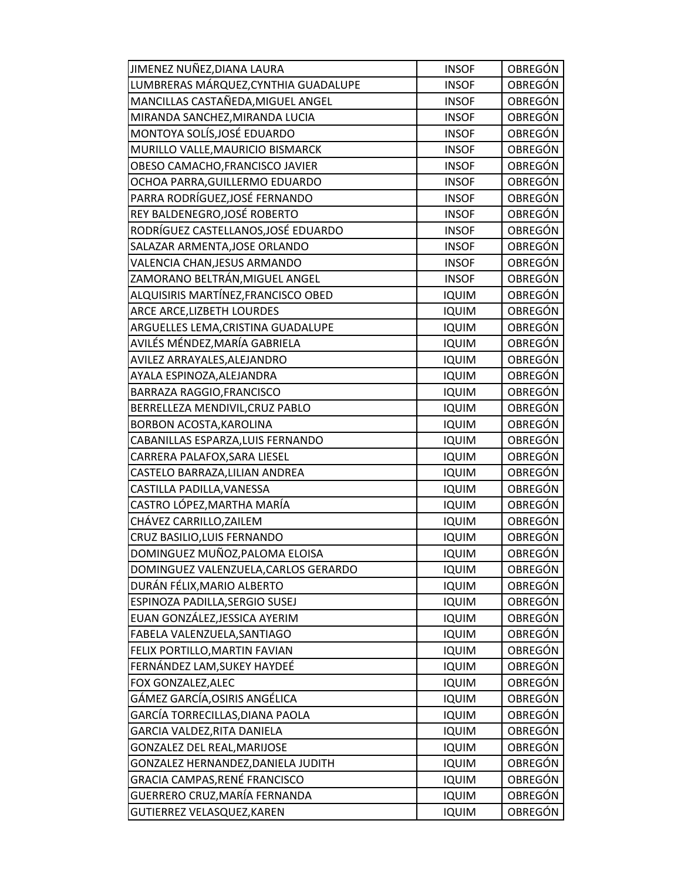| JIMENEZ NUÑEZ,DIANA LAURA | INSOF | OBREGÓN |
|---|---|---|
| LUMBRERAS MÁRQUEZ,CYNTHIA GUADALUPE | INSOF | OBREGÓN |
| MANCILLAS CASTAÑEDA,MIGUEL ANGEL | INSOF | OBREGÓN |
| MIRANDA SANCHEZ,MIRANDA LUCIA | INSOF | OBREGÓN |
| MONTOYA SOLÍS,JOSÉ EDUARDO | INSOF | OBREGÓN |
| MURILLO VALLE,MAURICIO BISMARCK | INSOF | OBREGÓN |
| OBESO CAMACHO,FRANCISCO JAVIER | INSOF | OBREGÓN |
| OCHOA PARRA,GUILLERMO EDUARDO | INSOF | OBREGÓN |
| PARRA RODRÍGUEZ,JOSÉ FERNANDO | INSOF | OBREGÓN |
| REY BALDENEGRO,JOSÉ ROBERTO | INSOF | OBREGÓN |
| RODRÍGUEZ CASTELLANOS,JOSÉ EDUARDO | INSOF | OBREGÓN |
| SALAZAR ARMENTA,JOSE ORLANDO | INSOF | OBREGÓN |
| VALENCIA CHAN,JESUS ARMANDO | INSOF | OBREGÓN |
| ZAMORANO BELTRÁN,MIGUEL ANGEL | INSOF | OBREGÓN |
| ALQUISIRIS MARTÍNEZ,FRANCISCO OBED | IQUIM | OBREGÓN |
| ARCE ARCE,LIZBETH LOURDES | IQUIM | OBREGÓN |
| ARGUELLES LEMA,CRISTINA GUADALUPE | IQUIM | OBREGÓN |
| AVILÉS MÉNDEZ,MARÍA GABRIELA | IQUIM | OBREGÓN |
| AVILEZ ARRAYALES,ALEJANDRO | IQUIM | OBREGÓN |
| AYALA ESPINOZA,ALEJANDRA | IQUIM | OBREGÓN |
| BARRAZA RAGGIO,FRANCISCO | IQUIM | OBREGÓN |
| BERRELLEZA MENDIVIL,CRUZ PABLO | IQUIM | OBREGÓN |
| BORBON ACOSTA,KAROLINA | IQUIM | OBREGÓN |
| CABANILLAS ESPARZA,LUIS FERNANDO | IQUIM | OBREGÓN |
| CARRERA PALAFOX,SARA LIESEL | IQUIM | OBREGÓN |
| CASTELO BARRAZA,LILIAN ANDREA | IQUIM | OBREGÓN |
| CASTILLA PADILLA,VANESSA | IQUIM | OBREGÓN |
| CASTRO LÓPEZ,MARTHA MARÍA | IQUIM | OBREGÓN |
| CHÁVEZ CARRILLO,ZAILEM | IQUIM | OBREGÓN |
| CRUZ BASILIO,LUIS FERNANDO | IQUIM | OBREGÓN |
| DOMINGUEZ MUÑOZ,PALOMA ELOISA | IQUIM | OBREGÓN |
| DOMINGUEZ VALENZUELA,CARLOS GERARDO | IQUIM | OBREGÓN |
| DURÁN FÉLIX,MARIO ALBERTO | IQUIM | OBREGÓN |
| ESPINOZA PADILLA,SERGIO SUSEJ | IQUIM | OBREGÓN |
| EUAN GONZÁLEZ,JESSICA AYERIM | IQUIM | OBREGÓN |
| FABELA VALENZUELA,SANTIAGO | IQUIM | OBREGÓN |
| FELIX PORTILLO,MARTIN FAVIAN | IQUIM | OBREGÓN |
| FERNÁNDEZ LAM,SUKEY HAYDEÉ | IQUIM | OBREGÓN |
| FOX GONZALEZ,ALEC | IQUIM | OBREGÓN |
| GÁMEZ GARCÍA,OSIRIS ANGÉLICA | IQUIM | OBREGÓN |
| GARCÍA TORRECILLAS,DIANA PAOLA | IQUIM | OBREGÓN |
| GARCIA VALDEZ,RITA DANIELA | IQUIM | OBREGÓN |
| GONZALEZ DEL REAL,MARIJOSE | IQUIM | OBREGÓN |
| GONZALEZ HERNANDEZ,DANIELA JUDITH | IQUIM | OBREGÓN |
| GRACIA CAMPAS,RENÉ FRANCISCO | IQUIM | OBREGÓN |
| GUERRERO CRUZ,MARÍA FERNANDA | IQUIM | OBREGÓN |
| GUTIERREZ VELASQUEZ,KAREN | IQUIM | OBREGÓN |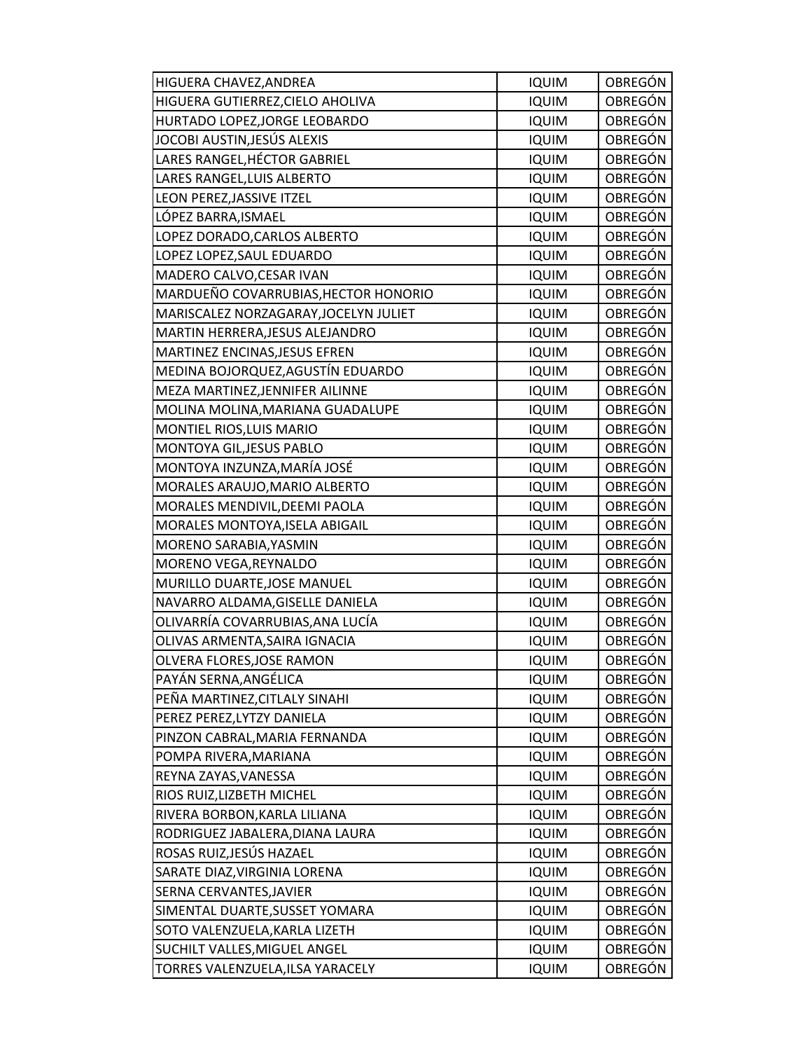| | | |
|---|---|---|
| HIGUERA CHAVEZ,ANDREA | IQUIM | OBREGÓN |
| HIGUERA GUTIERREZ,CIELO AHOLIVA | IQUIM | OBREGÓN |
| HURTADO LOPEZ,JORGE LEOBARDO | IQUIM | OBREGÓN |
| JOCOBI AUSTIN,JESÚS ALEXIS | IQUIM | OBREGÓN |
| LARES RANGEL,HÉCTOR GABRIEL | IQUIM | OBREGÓN |
| LARES RANGEL,LUIS ALBERTO | IQUIM | OBREGÓN |
| LEON PEREZ,JASSIVE ITZEL | IQUIM | OBREGÓN |
| LÓPEZ BARRA,ISMAEL | IQUIM | OBREGÓN |
| LOPEZ DORADO,CARLOS ALBERTO | IQUIM | OBREGÓN |
| LOPEZ LOPEZ,SAUL EDUARDO | IQUIM | OBREGÓN |
| MADERO CALVO,CESAR IVAN | IQUIM | OBREGÓN |
| MARDUEÑO COVARRUBIAS,HECTOR HONORIO | IQUIM | OBREGÓN |
| MARISCALEZ NORZAGARAY,JOCELYN JULIET | IQUIM | OBREGÓN |
| MARTIN HERRERA,JESUS ALEJANDRO | IQUIM | OBREGÓN |
| MARTINEZ ENCINAS,JESUS EFREN | IQUIM | OBREGÓN |
| MEDINA BOJORQUEZ,AGUSTÍN EDUARDO | IQUIM | OBREGÓN |
| MEZA MARTINEZ,JENNIFER AILINNE | IQUIM | OBREGÓN |
| MOLINA MOLINA,MARIANA GUADALUPE | IQUIM | OBREGÓN |
| MONTIEL RIOS,LUIS MARIO | IQUIM | OBREGÓN |
| MONTOYA GIL,JESUS PABLO | IQUIM | OBREGÓN |
| MONTOYA INZUNZA,MARÍA JOSÉ | IQUIM | OBREGÓN |
| MORALES ARAUJO,MARIO ALBERTO | IQUIM | OBREGÓN |
| MORALES MENDIVIL,DEEMI PAOLA | IQUIM | OBREGÓN |
| MORALES MONTOYA,ISELA ABIGAIL | IQUIM | OBREGÓN |
| MORENO SARABIA,YASMIN | IQUIM | OBREGÓN |
| MORENO VEGA,REYNALDO | IQUIM | OBREGÓN |
| MURILLO DUARTE,JOSE MANUEL | IQUIM | OBREGÓN |
| NAVARRO ALDAMA,GISELLE DANIELA | IQUIM | OBREGÓN |
| OLIVARRÍA COVARRUBIAS,ANA LUCÍA | IQUIM | OBREGÓN |
| OLIVAS ARMENTA,SAIRA IGNACIA | IQUIM | OBREGÓN |
| OLVERA FLORES,JOSE RAMON | IQUIM | OBREGÓN |
| PAYÁN SERNA,ANGÉLICA | IQUIM | OBREGÓN |
| PEÑA MARTINEZ,CITLALY SINAHI | IQUIM | OBREGÓN |
| PEREZ PEREZ,LYTZY DANIELA | IQUIM | OBREGÓN |
| PINZON CABRAL,MARIA FERNANDA | IQUIM | OBREGÓN |
| POMPA RIVERA,MARIANA | IQUIM | OBREGÓN |
| REYNA ZAYAS,VANESSA | IQUIM | OBREGÓN |
| RIOS RUIZ,LIZBETH MICHEL | IQUIM | OBREGÓN |
| RIVERA BORBON,KARLA LILIANA | IQUIM | OBREGÓN |
| RODRIGUEZ JABALERA,DIANA LAURA | IQUIM | OBREGÓN |
| ROSAS RUIZ,JESÚS HAZAEL | IQUIM | OBREGÓN |
| SARATE DIAZ,VIRGINIA LORENA | IQUIM | OBREGÓN |
| SERNA CERVANTES,JAVIER | IQUIM | OBREGÓN |
| SIMENTAL DUARTE,SUSSET YOMARA | IQUIM | OBREGÓN |
| SOTO VALENZUELA,KARLA LIZETH | IQUIM | OBREGÓN |
| SUCHILT VALLES,MIGUEL ANGEL | IQUIM | OBREGÓN |
| TORRES VALENZUELA,ILSA YARACELY | IQUIM | OBREGÓN |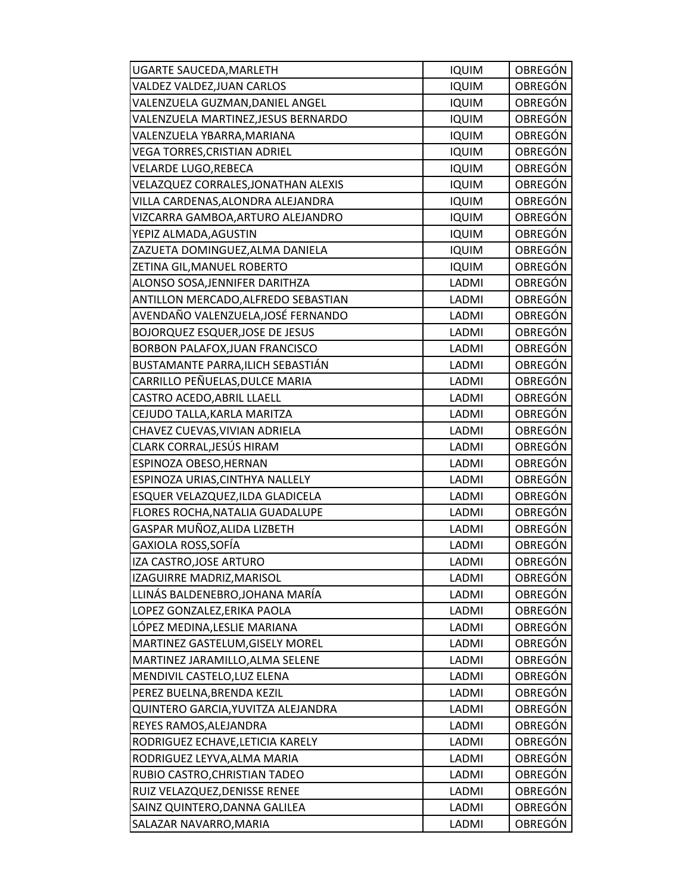| | | |
|---|---|---|
| UGARTE SAUCEDA,MARLETH | IQUIM | OBREGÓN |
| VALDEZ VALDEZ,JUAN CARLOS | IQUIM | OBREGÓN |
| VALENZUELA GUZMAN,DANIEL ANGEL | IQUIM | OBREGÓN |
| VALENZUELA MARTINEZ,JESUS BERNARDO | IQUIM | OBREGÓN |
| VALENZUELA YBARRA,MARIANA | IQUIM | OBREGÓN |
| VEGA TORRES,CRISTIAN ADRIEL | IQUIM | OBREGÓN |
| VELARDE LUGO,REBECA | IQUIM | OBREGÓN |
| VELAZQUEZ CORRALES,JONATHAN ALEXIS | IQUIM | OBREGÓN |
| VILLA CARDENAS,ALONDRA ALEJANDRA | IQUIM | OBREGÓN |
| VIZCARRA GAMBOA,ARTURO ALEJANDRO | IQUIM | OBREGÓN |
| YEPIZ ALMADA,AGUSTIN | IQUIM | OBREGÓN |
| ZAZUETA DOMINGUEZ,ALMA DANIELA | IQUIM | OBREGÓN |
| ZETINA GIL,MANUEL ROBERTO | IQUIM | OBREGÓN |
| ALONSO SOSA,JENNIFER DARITHZA | LADMI | OBREGÓN |
| ANTILLON MERCADO,ALFREDO SEBASTIAN | LADMI | OBREGÓN |
| AVENDAÑO VALENZUELA,JOSÉ FERNANDO | LADMI | OBREGÓN |
| BOJORQUEZ ESQUER,JOSE DE JESUS | LADMI | OBREGÓN |
| BORBON PALAFOX,JUAN FRANCISCO | LADMI | OBREGÓN |
| BUSTAMANTE PARRA,ILICH SEBASTIÁN | LADMI | OBREGÓN |
| CARRILLO PEÑUELAS,DULCE MARIA | LADMI | OBREGÓN |
| CASTRO ACEDO,ABRIL LLAELL | LADMI | OBREGÓN |
| CEJUDO TALLA,KARLA MARITZA | LADMI | OBREGÓN |
| CHAVEZ CUEVAS,VIVIAN ADRIELA | LADMI | OBREGÓN |
| CLARK CORRAL,JESÚS HIRAM | LADMI | OBREGÓN |
| ESPINOZA OBESO,HERNAN | LADMI | OBREGÓN |
| ESPINOZA URIAS,CINTHYA NALLELY | LADMI | OBREGÓN |
| ESQUER VELAZQUEZ,ILDA GLADICELA | LADMI | OBREGÓN |
| FLORES ROCHA,NATALIA GUADALUPE | LADMI | OBREGÓN |
| GASPAR MUÑOZ,ALIDA LIZBETH | LADMI | OBREGÓN |
| GAXIOLA ROSS,SOFÍA | LADMI | OBREGÓN |
| IZA CASTRO,JOSE ARTURO | LADMI | OBREGÓN |
| IZAGUIRRE MADRIZ,MARISOL | LADMI | OBREGÓN |
| LLINÁS BALDENEBRO,JOHANA MARÍA | LADMI | OBREGÓN |
| LOPEZ GONZALEZ,ERIKA PAOLA | LADMI | OBREGÓN |
| LÓPEZ MEDINA,LESLIE MARIANA | LADMI | OBREGÓN |
| MARTINEZ GASTELUM,GISELY MOREL | LADMI | OBREGÓN |
| MARTINEZ JARAMILLO,ALMA SELENE | LADMI | OBREGÓN |
| MENDIVIL CASTELO,LUZ ELENA | LADMI | OBREGÓN |
| PEREZ BUELNA,BRENDA KEZIL | LADMI | OBREGÓN |
| QUINTERO GARCIA,YUVITZA ALEJANDRA | LADMI | OBREGÓN |
| REYES RAMOS,ALEJANDRA | LADMI | OBREGÓN |
| RODRIGUEZ ECHAVE,LETICIA KARELY | LADMI | OBREGÓN |
| RODRIGUEZ LEYVA,ALMA MARIA | LADMI | OBREGÓN |
| RUBIO CASTRO,CHRISTIAN TADEO | LADMI | OBREGÓN |
| RUIZ VELAZQUEZ,DENISSE RENEE | LADMI | OBREGÓN |
| SAINZ QUINTERO,DANNA GALILEA | LADMI | OBREGÓN |
| SALAZAR NAVARRO,MARIA | LADMI | OBREGÓN |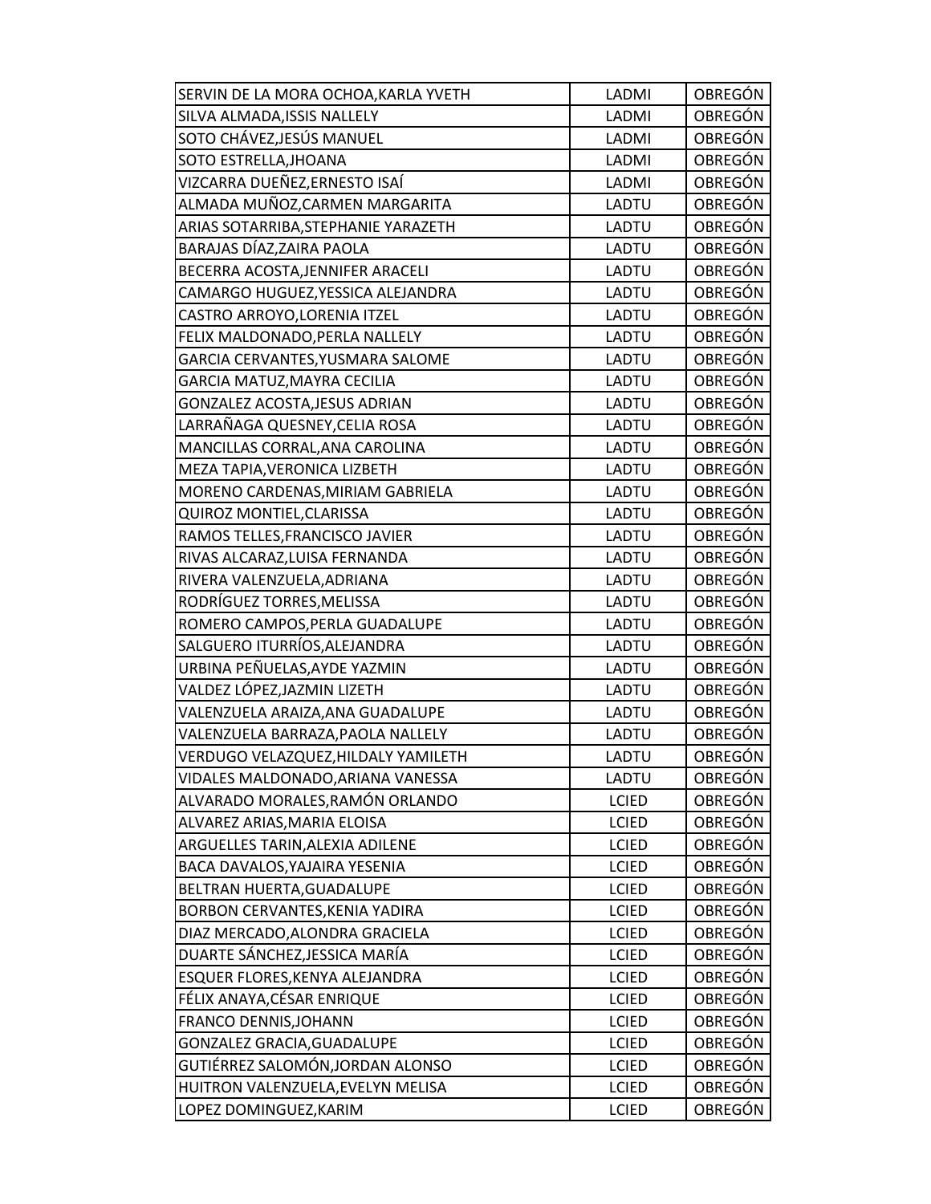| | | |
|---|---|---|
| SERVIN DE LA MORA OCHOA,KARLA YVETH | LADMI | OBREGÓN |
| SILVA ALMADA,ISSIS NALLELY | LADMI | OBREGÓN |
| SOTO CHÁVEZ,JESÚS MANUEL | LADMI | OBREGÓN |
| SOTO ESTRELLA,JHOANA | LADMI | OBREGÓN |
| VIZCARRA DUEÑEZ,ERNESTO ISAÍ | LADMI | OBREGÓN |
| ALMADA MUÑOZ,CARMEN MARGARITA | LADTU | OBREGÓN |
| ARIAS SOTARRIBA,STEPHANIE YARAZETH | LADTU | OBREGÓN |
| BARAJAS DÍAZ,ZAIRA PAOLA | LADTU | OBREGÓN |
| BECERRA ACOSTA,JENNIFER ARACELI | LADTU | OBREGÓN |
| CAMARGO HUGUEZ,YESSICA ALEJANDRA | LADTU | OBREGÓN |
| CASTRO ARROYO,LORENIA ITZEL | LADTU | OBREGÓN |
| FELIX MALDONADO,PERLA NALLELY | LADTU | OBREGÓN |
| GARCIA CERVANTES,YUSMARA SALOME | LADTU | OBREGÓN |
| GARCIA MATUZ,MAYRA CECILIA | LADTU | OBREGÓN |
| GONZALEZ ACOSTA,JESUS ADRIAN | LADTU | OBREGÓN |
| LARRAÑAGA QUESNEY,CELIA ROSA | LADTU | OBREGÓN |
| MANCILLAS CORRAL,ANA CAROLINA | LADTU | OBREGÓN |
| MEZA TAPIA,VERONICA LIZBETH | LADTU | OBREGÓN |
| MORENO CARDENAS,MIRIAM GABRIELA | LADTU | OBREGÓN |
| QUIROZ MONTIEL,CLARISSA | LADTU | OBREGÓN |
| RAMOS TELLES,FRANCISCO JAVIER | LADTU | OBREGÓN |
| RIVAS ALCARAZ,LUISA FERNANDA | LADTU | OBREGÓN |
| RIVERA VALENZUELA,ADRIANA | LADTU | OBREGÓN |
| RODRÍGUEZ TORRES,MELISSA | LADTU | OBREGÓN |
| ROMERO CAMPOS,PERLA GUADALUPE | LADTU | OBREGÓN |
| SALGUERO ITURRÍOS,ALEJANDRA | LADTU | OBREGÓN |
| URBINA PEÑUELAS,AYDE YAZMIN | LADTU | OBREGÓN |
| VALDEZ LÓPEZ,JAZMIN LIZETH | LADTU | OBREGÓN |
| VALENZUELA ARAIZA,ANA GUADALUPE | LADTU | OBREGÓN |
| VALENZUELA BARRAZA,PAOLA NALLELY | LADTU | OBREGÓN |
| VERDUGO VELAZQUEZ,HILDALY YAMILETH | LADTU | OBREGÓN |
| VIDALES MALDONADO,ARIANA VANESSA | LADTU | OBREGÓN |
| ALVARADO MORALES,RAMÓN ORLANDO | LCIED | OBREGÓN |
| ALVAREZ ARIAS,MARIA ELOISA | LCIED | OBREGÓN |
| ARGUELLES TARIN,ALEXIA ADILENE | LCIED | OBREGÓN |
| BACA DAVALOS,YAJAIRA YESENIA | LCIED | OBREGÓN |
| BELTRAN HUERTA,GUADALUPE | LCIED | OBREGÓN |
| BORBON CERVANTES,KENIA YADIRA | LCIED | OBREGÓN |
| DIAZ MERCADO,ALONDRA GRACIELA | LCIED | OBREGÓN |
| DUARTE SÁNCHEZ,JESSICA MARÍA | LCIED | OBREGÓN |
| ESQUER FLORES,KENYA ALEJANDRA | LCIED | OBREGÓN |
| FÉLIX ANAYA,CÉSAR ENRIQUE | LCIED | OBREGÓN |
| FRANCO DENNIS,JOHANN | LCIED | OBREGÓN |
| GONZALEZ GRACIA,GUADALUPE | LCIED | OBREGÓN |
| GUTIÉRREZ SALOMÓN,JORDAN ALONSO | LCIED | OBREGÓN |
| HUITRON VALENZUELA,EVELYN MELISA | LCIED | OBREGÓN |
| LOPEZ DOMINGUEZ,KARIM | LCIED | OBREGÓN |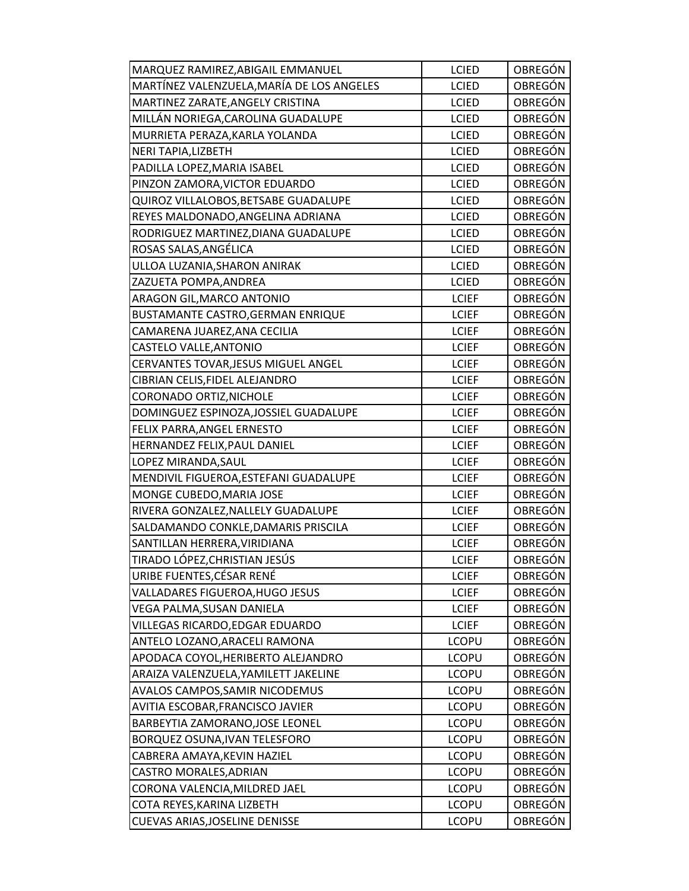| | | |
|---|---|---|
| MARQUEZ RAMIREZ,ABIGAIL EMMANUEL | LCIED | OBREGÓN |
| MARTÍNEZ VALENZUELA,MARÍA DE LOS ANGELES | LCIED | OBREGÓN |
| MARTINEZ ZARATE,ANGELY CRISTINA | LCIED | OBREGÓN |
| MILLÁN NORIEGA,CAROLINA GUADALUPE | LCIED | OBREGÓN |
| MURRIETA PERAZA,KARLA YOLANDA | LCIED | OBREGÓN |
| NERI TAPIA,LIZBETH | LCIED | OBREGÓN |
| PADILLA LOPEZ,MARIA ISABEL | LCIED | OBREGÓN |
| PINZON ZAMORA,VICTOR EDUARDO | LCIED | OBREGÓN |
| QUIROZ VILLALOBOS,BETSABE GUADALUPE | LCIED | OBREGÓN |
| REYES MALDONADO,ANGELINA ADRIANA | LCIED | OBREGÓN |
| RODRIGUEZ MARTINEZ,DIANA GUADALUPE | LCIED | OBREGÓN |
| ROSAS SALAS,ANGÉLICA | LCIED | OBREGÓN |
| ULLOA LUZANIA,SHARON ANIRAK | LCIED | OBREGÓN |
| ZAZUETA POMPA,ANDREA | LCIED | OBREGÓN |
| ARAGON GIL,MARCO ANTONIO | LCIEF | OBREGÓN |
| BUSTAMANTE CASTRO,GERMAN ENRIQUE | LCIEF | OBREGÓN |
| CAMARENA JUAREZ,ANA CECILIA | LCIEF | OBREGÓN |
| CASTELO VALLE,ANTONIO | LCIEF | OBREGÓN |
| CERVANTES TOVAR,JESUS MIGUEL ANGEL | LCIEF | OBREGÓN |
| CIBRIAN CELIS,FIDEL ALEJANDRO | LCIEF | OBREGÓN |
| CORONADO ORTIZ,NICHOLE | LCIEF | OBREGÓN |
| DOMINGUEZ ESPINOZA,JOSSIEL GUADALUPE | LCIEF | OBREGÓN |
| FELIX PARRA,ANGEL ERNESTO | LCIEF | OBREGÓN |
| HERNANDEZ FELIX,PAUL DANIEL | LCIEF | OBREGÓN |
| LOPEZ MIRANDA,SAUL | LCIEF | OBREGÓN |
| MENDIVIL FIGUEROA,ESTEFANI GUADALUPE | LCIEF | OBREGÓN |
| MONGE CUBEDO,MARIA JOSE | LCIEF | OBREGÓN |
| RIVERA GONZALEZ,NALLELY GUADALUPE | LCIEF | OBREGÓN |
| SALDAMANDO CONKLE,DAMARIS PRISCILA | LCIEF | OBREGÓN |
| SANTILLAN HERRERA,VIRIDIANA | LCIEF | OBREGÓN |
| TIRADO LÓPEZ,CHRISTIAN JESÚS | LCIEF | OBREGÓN |
| URIBE FUENTES,CÉSAR RENÉ | LCIEF | OBREGÓN |
| VALLADARES FIGUEROA,HUGO JESUS | LCIEF | OBREGÓN |
| VEGA PALMA,SUSAN DANIELA | LCIEF | OBREGÓN |
| VILLEGAS RICARDO,EDGAR EDUARDO | LCIEF | OBREGÓN |
| ANTELO LOZANO,ARACELI RAMONA | LCOPU | OBREGÓN |
| APODACA COYOL,HERIBERTO ALEJANDRO | LCOPU | OBREGÓN |
| ARAIZA VALENZUELA,YAMILETT JAKELINE | LCOPU | OBREGÓN |
| AVALOS CAMPOS,SAMIR NICODEMUS | LCOPU | OBREGÓN |
| AVITIA ESCOBAR,FRANCISCO JAVIER | LCOPU | OBREGÓN |
| BARBEYTIA ZAMORANO,JOSE LEONEL | LCOPU | OBREGÓN |
| BORQUEZ OSUNA,IVAN TELESFORO | LCOPU | OBREGÓN |
| CABRERA AMAYA,KEVIN HAZIEL | LCOPU | OBREGÓN |
| CASTRO MORALES,ADRIAN | LCOPU | OBREGÓN |
| CORONA VALENCIA,MILDRED JAEL | LCOPU | OBREGÓN |
| COTA REYES,KARINA LIZBETH | LCOPU | OBREGÓN |
| CUEVAS ARIAS,JOSELINE DENISSE | LCOPU | OBREGÓN |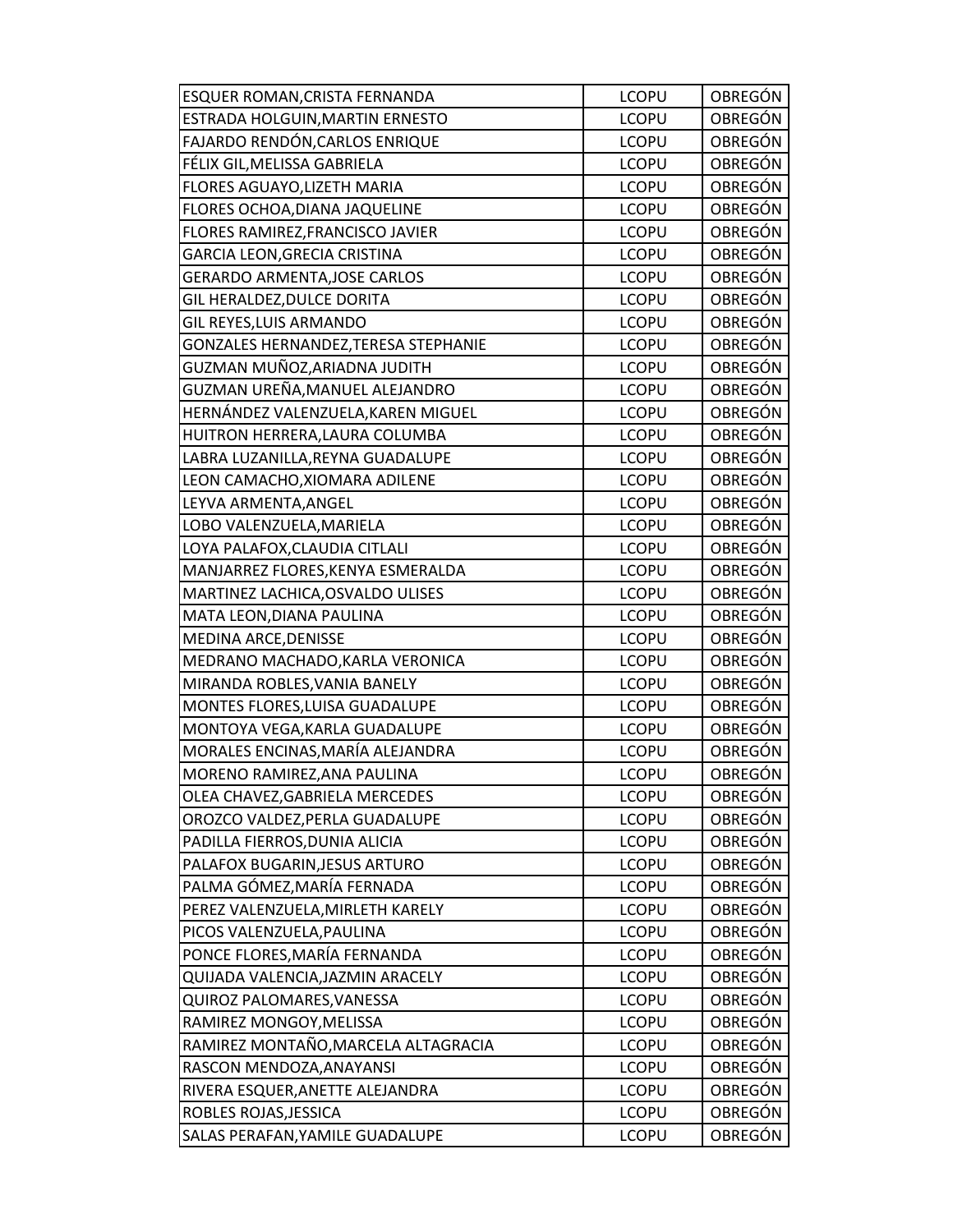| | | |
|---|---|---|
| ESQUER ROMAN,CRISTA FERNANDA | LCOPU | OBREGÓN |
| ESTRADA HOLGUIN,MARTIN ERNESTO | LCOPU | OBREGÓN |
| FAJARDO RENDÓN,CARLOS ENRIQUE | LCOPU | OBREGÓN |
| FÉLIX GIL,MELISSA GABRIELA | LCOPU | OBREGÓN |
| FLORES AGUAYO,LIZETH MARIA | LCOPU | OBREGÓN |
| FLORES OCHOA,DIANA JAQUELINE | LCOPU | OBREGÓN |
| FLORES RAMIREZ,FRANCISCO JAVIER | LCOPU | OBREGÓN |
| GARCIA LEON,GRECIA CRISTINA | LCOPU | OBREGÓN |
| GERARDO ARMENTA,JOSE CARLOS | LCOPU | OBREGÓN |
| GIL HERALDEZ,DULCE DORITA | LCOPU | OBREGÓN |
| GIL REYES,LUIS ARMANDO | LCOPU | OBREGÓN |
| GONZALES HERNANDEZ,TERESA STEPHANIE | LCOPU | OBREGÓN |
| GUZMAN MUÑOZ,ARIADNA JUDITH | LCOPU | OBREGÓN |
| GUZMAN UREÑA,MANUEL ALEJANDRO | LCOPU | OBREGÓN |
| HERNÁNDEZ VALENZUELA,KAREN MIGUEL | LCOPU | OBREGÓN |
| HUITRON HERRERA,LAURA COLUMBA | LCOPU | OBREGÓN |
| LABRA LUZANILLA,REYNA GUADALUPE | LCOPU | OBREGÓN |
| LEON CAMACHO,XIOMARA ADILENE | LCOPU | OBREGÓN |
| LEYVA ARMENTA,ANGEL | LCOPU | OBREGÓN |
| LOBO VALENZUELA,MARIELA | LCOPU | OBREGÓN |
| LOYA PALAFOX,CLAUDIA CITLALI | LCOPU | OBREGÓN |
| MANJARREZ FLORES,KENYA ESMERALDA | LCOPU | OBREGÓN |
| MARTINEZ LACHICA,OSVALDO ULISES | LCOPU | OBREGÓN |
| MATA LEON,DIANA PAULINA | LCOPU | OBREGÓN |
| MEDINA ARCE,DENISSE | LCOPU | OBREGÓN |
| MEDRANO MACHADO,KARLA VERONICA | LCOPU | OBREGÓN |
| MIRANDA ROBLES,VANIA BANELY | LCOPU | OBREGÓN |
| MONTES FLORES,LUISA GUADALUPE | LCOPU | OBREGÓN |
| MONTOYA VEGA,KARLA GUADALUPE | LCOPU | OBREGÓN |
| MORALES ENCINAS,MARÍA ALEJANDRA | LCOPU | OBREGÓN |
| MORENO RAMIREZ,ANA PAULINA | LCOPU | OBREGÓN |
| OLEA CHAVEZ,GABRIELA MERCEDES | LCOPU | OBREGÓN |
| OROZCO VALDEZ,PERLA GUADALUPE | LCOPU | OBREGÓN |
| PADILLA FIERROS,DUNIA ALICIA | LCOPU | OBREGÓN |
| PALAFOX BUGARIN,JESUS ARTURO | LCOPU | OBREGÓN |
| PALMA GÓMEZ,MARÍA FERNADA | LCOPU | OBREGÓN |
| PEREZ VALENZUELA,MIRLETH KARELY | LCOPU | OBREGÓN |
| PICOS VALENZUELA,PAULINA | LCOPU | OBREGÓN |
| PONCE FLORES,MARÍA FERNANDA | LCOPU | OBREGÓN |
| QUIJADA VALENCIA,JAZMIN ARACELY | LCOPU | OBREGÓN |
| QUIROZ PALOMARES,VANESSA | LCOPU | OBREGÓN |
| RAMIREZ MONGOY,MELISSA | LCOPU | OBREGÓN |
| RAMIREZ MONTAÑO,MARCELA ALTAGRACIA | LCOPU | OBREGÓN |
| RASCON MENDOZA,ANAYANSI | LCOPU | OBREGÓN |
| RIVERA ESQUER,ANETTE ALEJANDRA | LCOPU | OBREGÓN |
| ROBLES ROJAS,JESSICA | LCOPU | OBREGÓN |
| SALAS PERAFAN,YAMILE GUADALUPE | LCOPU | OBREGÓN |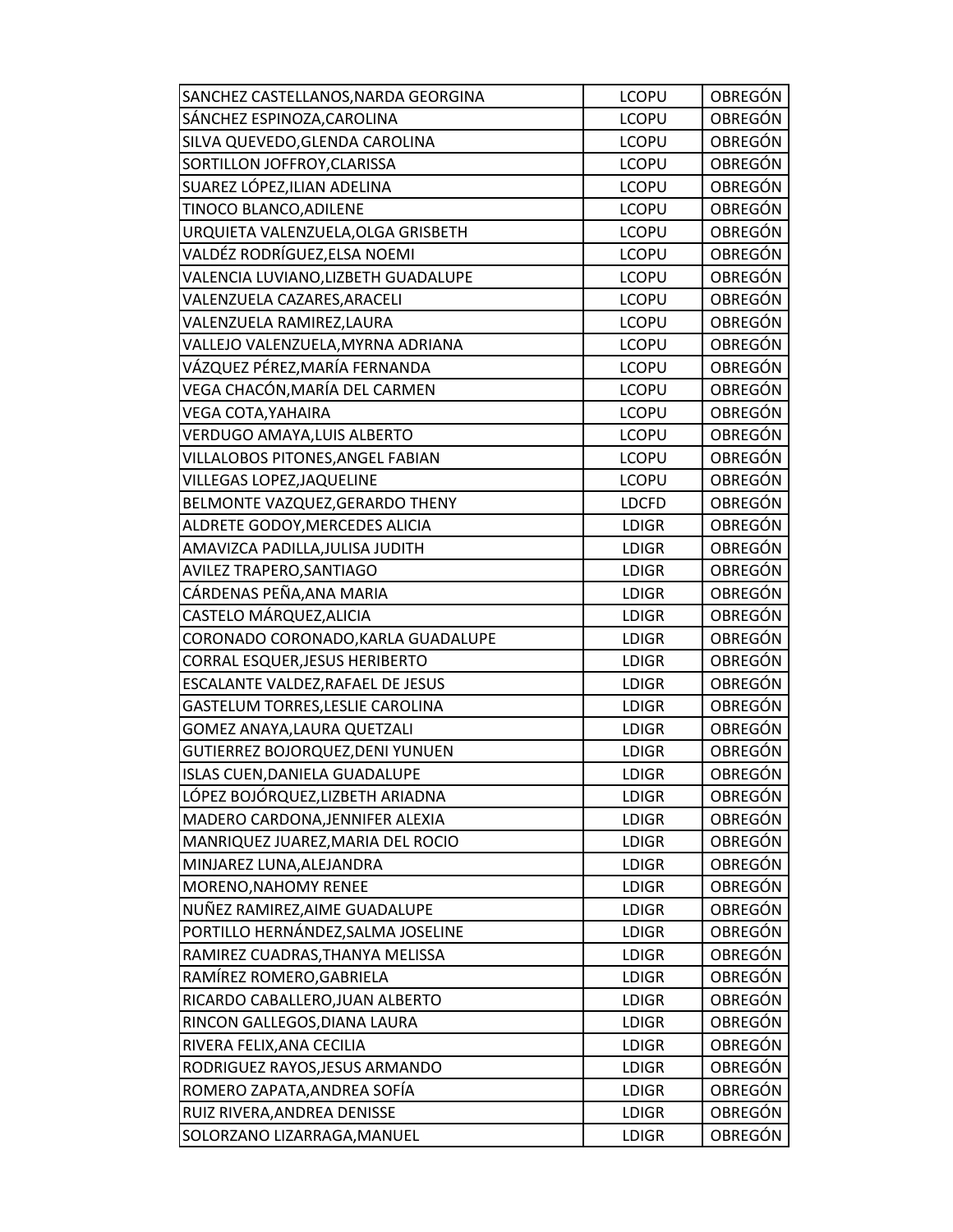| SANCHEZ CASTELLANOS,NARDA GEORGINA | LCOPU | OBREGÓN |
|---|---|---|
| SÁNCHEZ ESPINOZA,CAROLINA | LCOPU | OBREGÓN |
| SILVA QUEVEDO,GLENDA CAROLINA | LCOPU | OBREGÓN |
| SORTILLON JOFFROY,CLARISSA | LCOPU | OBREGÓN |
| SUAREZ LÓPEZ,ILIAN ADELINA | LCOPU | OBREGÓN |
| TINOCO BLANCO,ADILENE | LCOPU | OBREGÓN |
| URQUIETA VALENZUELA,OLGA GRISBETH | LCOPU | OBREGÓN |
| VALDÉZ RODRÍGUEZ,ELSA NOEMI | LCOPU | OBREGÓN |
| VALENCIA LUVIANO,LIZBETH GUADALUPE | LCOPU | OBREGÓN |
| VALENZUELA CAZARES,ARACELI | LCOPU | OBREGÓN |
| VALENZUELA RAMIREZ,LAURA | LCOPU | OBREGÓN |
| VALLEJO VALENZUELA,MYRNA ADRIANA | LCOPU | OBREGÓN |
| VÁZQUEZ PÉREZ,MARÍA FERNANDA | LCOPU | OBREGÓN |
| VEGA CHACÓN,MARÍA DEL CARMEN | LCOPU | OBREGÓN |
| VEGA COTA,YAHAIRA | LCOPU | OBREGÓN |
| VERDUGO AMAYA,LUIS ALBERTO | LCOPU | OBREGÓN |
| VILLALOBOS PITONES,ANGEL FABIAN | LCOPU | OBREGÓN |
| VILLEGAS LOPEZ,JAQUELINE | LCOPU | OBREGÓN |
| BELMONTE VAZQUEZ,GERARDO THENY | LDCFD | OBREGÓN |
| ALDRETE GODOY,MERCEDES ALICIA | LDIGR | OBREGÓN |
| AMAVIZCA PADILLA,JULISA JUDITH | LDIGR | OBREGÓN |
| AVILEZ TRAPERO,SANTIAGO | LDIGR | OBREGÓN |
| CÁRDENAS PEÑA,ANA MARIA | LDIGR | OBREGÓN |
| CASTELO MÁRQUEZ,ALICIA | LDIGR | OBREGÓN |
| CORONADO CORONADO,KARLA GUADALUPE | LDIGR | OBREGÓN |
| CORRAL ESQUER,JESUS HERIBERTO | LDIGR | OBREGÓN |
| ESCALANTE VALDEZ,RAFAEL DE JESUS | LDIGR | OBREGÓN |
| GASTELUM TORRES,LESLIE CAROLINA | LDIGR | OBREGÓN |
| GOMEZ ANAYA,LAURA QUETZALI | LDIGR | OBREGÓN |
| GUTIERREZ BOJORQUEZ,DENI YUNUEN | LDIGR | OBREGÓN |
| ISLAS CUEN,DANIELA GUADALUPE | LDIGR | OBREGÓN |
| LÓPEZ BOJÓRQUEZ,LIZBETH ARIADNA | LDIGR | OBREGÓN |
| MADERO CARDONA,JENNIFER ALEXIA | LDIGR | OBREGÓN |
| MANRIQUEZ JUAREZ,MARIA DEL ROCIO | LDIGR | OBREGÓN |
| MINJAREZ LUNA,ALEJANDRA | LDIGR | OBREGÓN |
| MORENO,NAHOMY RENEE | LDIGR | OBREGÓN |
| NUÑEZ RAMIREZ,AIME GUADALUPE | LDIGR | OBREGÓN |
| PORTILLO HERNÁNDEZ,SALMA JOSELINE | LDIGR | OBREGÓN |
| RAMIREZ CUADRAS,THANYA MELISSA | LDIGR | OBREGÓN |
| RAMÍREZ ROMERO,GABRIELA | LDIGR | OBREGÓN |
| RICARDO CABALLERO,JUAN ALBERTO | LDIGR | OBREGÓN |
| RINCON GALLEGOS,DIANA LAURA | LDIGR | OBREGÓN |
| RIVERA FELIX,ANA CECILIA | LDIGR | OBREGÓN |
| RODRIGUEZ RAYOS,JESUS ARMANDO | LDIGR | OBREGÓN |
| ROMERO ZAPATA,ANDREA SOFÍA | LDIGR | OBREGÓN |
| RUIZ RIVERA,ANDREA DENISSE | LDIGR | OBREGÓN |
| SOLORZANO LIZARRAGA,MANUEL | LDIGR | OBREGÓN |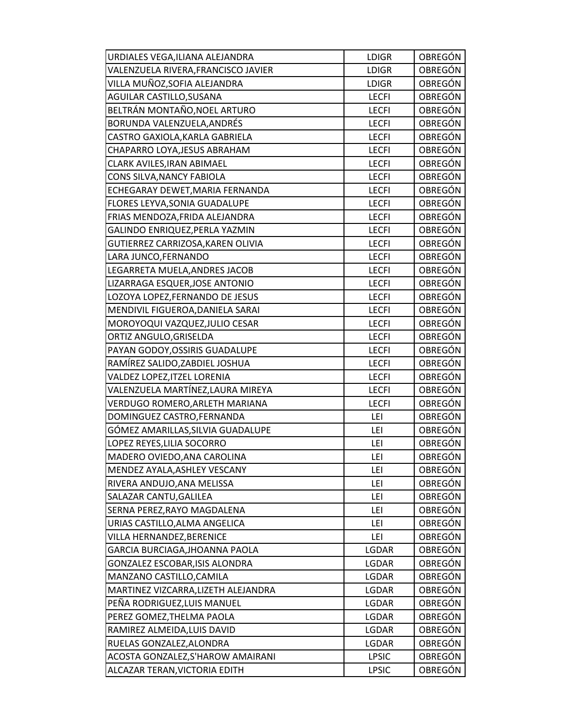| | | |
|---|---|---|
| URDIALES VEGA,ILIANA ALEJANDRA | LDIGR | OBREGÓN |
| VALENZUELA RIVERA,FRANCISCO JAVIER | LDIGR | OBREGÓN |
| VILLA MUÑOZ,SOFIA ALEJANDRA | LDIGR | OBREGÓN |
| AGUILAR CASTILLO,SUSANA | LECFI | OBREGÓN |
| BELTRÁN MONTAÑO,NOEL ARTURO | LECFI | OBREGÓN |
| BORUNDA VALENZUELA,ANDRÉS | LECFI | OBREGÓN |
| CASTRO GAXIOLA,KARLA GABRIELA | LECFI | OBREGÓN |
| CHAPARRO LOYA,JESUS ABRAHAM | LECFI | OBREGÓN |
| CLARK AVILES,IRAN ABIMAEL | LECFI | OBREGÓN |
| CONS SILVA,NANCY FABIOLA | LECFI | OBREGÓN |
| ECHEGARAY DEWET,MARIA FERNANDA | LECFI | OBREGÓN |
| FLORES LEYVA,SONIA GUADALUPE | LECFI | OBREGÓN |
| FRIAS MENDOZA,FRIDA ALEJANDRA | LECFI | OBREGÓN |
| GALINDO ENRIQUEZ,PERLA YAZMIN | LECFI | OBREGÓN |
| GUTIERREZ CARRIZOSA,KAREN OLIVIA | LECFI | OBREGÓN |
| LARA JUNCO,FERNANDO | LECFI | OBREGÓN |
| LEGARRETA MUELA,ANDRES JACOB | LECFI | OBREGÓN |
| LIZARRAGA ESQUER,JOSE ANTONIO | LECFI | OBREGÓN |
| LOZOYA LOPEZ,FERNANDO DE JESUS | LECFI | OBREGÓN |
| MENDIVIL FIGUEROA,DANIELA SARAI | LECFI | OBREGÓN |
| MOROYOQUI VAZQUEZ,JULIO CESAR | LECFI | OBREGÓN |
| ORTIZ ANGULO,GRISELDA | LECFI | OBREGÓN |
| PAYAN GODOY,OSSIRIS GUADALUPE | LECFI | OBREGÓN |
| RAMÍREZ SALIDO,ZABDIEL JOSHUA | LECFI | OBREGÓN |
| VALDEZ LOPEZ,ITZEL LORENIA | LECFI | OBREGÓN |
| VALENZUELA MARTÍNEZ,LAURA MIREYA | LECFI | OBREGÓN |
| VERDUGO ROMERO,ARLETH MARIANA | LECFI | OBREGÓN |
| DOMINGUEZ CASTRO,FERNANDA | LEI | OBREGÓN |
| GÓMEZ AMARILLAS,SILVIA GUADALUPE | LEI | OBREGÓN |
| LOPEZ REYES,LILIA SOCORRO | LEI | OBREGÓN |
| MADERO OVIEDO,ANA CAROLINA | LEI | OBREGÓN |
| MENDEZ AYALA,ASHLEY VESCANY | LEI | OBREGÓN |
| RIVERA ANDUJO,ANA MELISSA | LEI | OBREGÓN |
| SALAZAR CANTU,GALILEA | LEI | OBREGÓN |
| SERNA PEREZ,RAYO MAGDALENA | LEI | OBREGÓN |
| URIAS CASTILLO,ALMA ANGELICA | LEI | OBREGÓN |
| VILLA HERNANDEZ,BERENICE | LEI | OBREGÓN |
| GARCIA BURCIAGA,JHOANNA PAOLA | LGDAR | OBREGÓN |
| GONZALEZ ESCOBAR,ISIS ALONDRA | LGDAR | OBREGÓN |
| MANZANO CASTILLO,CAMILA | LGDAR | OBREGÓN |
| MARTINEZ VIZCARRA,LIZETH ALEJANDRA | LGDAR | OBREGÓN |
| PEÑA RODRIGUEZ,LUIS MANUEL | LGDAR | OBREGÓN |
| PEREZ GOMEZ,THELMA PAOLA | LGDAR | OBREGÓN |
| RAMIREZ ALMEIDA,LUIS DAVID | LGDAR | OBREGÓN |
| RUELAS GONZALEZ,ALONDRA | LGDAR | OBREGÓN |
| ACOSTA GONZALEZ,S'HAROW AMAIRANI | LPSIC | OBREGÓN |
| ALCAZAR TERAN,VICTORIA EDITH | LPSIC | OBREGÓN |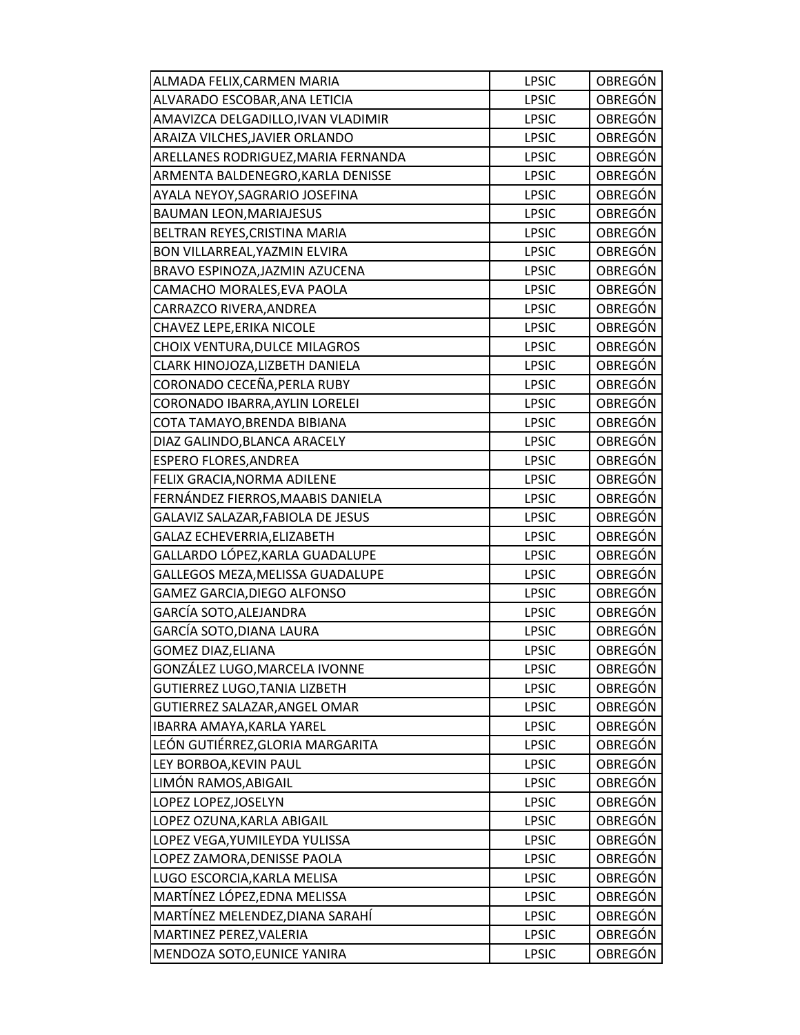| ALMADA FELIX,CARMEN MARIA | LPSIC | OBREGÓN |
|---|---|---|
| ALVARADO ESCOBAR,ANA LETICIA | LPSIC | OBREGÓN |
| AMAVIZCA DELGADILLO,IVAN VLADIMIR | LPSIC | OBREGÓN |
| ARAIZA VILCHES,JAVIER ORLANDO | LPSIC | OBREGÓN |
| ARELLANES RODRIGUEZ,MARIA FERNANDA | LPSIC | OBREGÓN |
| ARMENTA BALDENEGRO,KARLA DENISSE | LPSIC | OBREGÓN |
| AYALA NEYOY,SAGRARIO JOSEFINA | LPSIC | OBREGÓN |
| BAUMAN LEON,MARIAJESUS | LPSIC | OBREGÓN |
| BELTRAN REYES,CRISTINA MARIA | LPSIC | OBREGÓN |
| BON VILLARREAL,YAZMIN ELVIRA | LPSIC | OBREGÓN |
| BRAVO ESPINOZA,JAZMIN AZUCENA | LPSIC | OBREGÓN |
| CAMACHO MORALES,EVA PAOLA | LPSIC | OBREGÓN |
| CARRAZCO RIVERA,ANDREA | LPSIC | OBREGÓN |
| CHAVEZ LEPE,ERIKA NICOLE | LPSIC | OBREGÓN |
| CHOIX VENTURA,DULCE MILAGROS | LPSIC | OBREGÓN |
| CLARK HINOJOZA,LIZBETH DANIELA | LPSIC | OBREGÓN |
| CORONADO CECEÑA,PERLA RUBY | LPSIC | OBREGÓN |
| CORONADO IBARRA,AYLIN LORELEI | LPSIC | OBREGÓN |
| COTA TAMAYO,BRENDA BIBIANA | LPSIC | OBREGÓN |
| DIAZ GALINDO,BLANCA ARACELY | LPSIC | OBREGÓN |
| ESPERO FLORES,ANDREA | LPSIC | OBREGÓN |
| FELIX GRACIA,NORMA ADILENE | LPSIC | OBREGÓN |
| FERNÁNDEZ FIERROS,MAABIS DANIELA | LPSIC | OBREGÓN |
| GALAVIZ SALAZAR,FABIOLA DE JESUS | LPSIC | OBREGÓN |
| GALAZ ECHEVERRIA,ELIZABETH | LPSIC | OBREGÓN |
| GALLARDO LÓPEZ,KARLA GUADALUPE | LPSIC | OBREGÓN |
| GALLEGOS MEZA,MELISSA GUADALUPE | LPSIC | OBREGÓN |
| GAMEZ GARCIA,DIEGO ALFONSO | LPSIC | OBREGÓN |
| GARCÍA SOTO,ALEJANDRA | LPSIC | OBREGÓN |
| GARCÍA SOTO,DIANA LAURA | LPSIC | OBREGÓN |
| GOMEZ DIAZ,ELIANA | LPSIC | OBREGÓN |
| GONZÁLEZ LUGO,MARCELA IVONNE | LPSIC | OBREGÓN |
| GUTIERREZ LUGO,TANIA LIZBETH | LPSIC | OBREGÓN |
| GUTIERREZ SALAZAR,ANGEL OMAR | LPSIC | OBREGÓN |
| IBARRA AMAYA,KARLA YAREL | LPSIC | OBREGÓN |
| LEÓN GUTIÉRREZ,GLORIA MARGARITA | LPSIC | OBREGÓN |
| LEY BORBOA,KEVIN PAUL | LPSIC | OBREGÓN |
| LIMÓN RAMOS,ABIGAIL | LPSIC | OBREGÓN |
| LOPEZ LOPEZ,JOSELYN | LPSIC | OBREGÓN |
| LOPEZ OZUNA,KARLA ABIGAIL | LPSIC | OBREGÓN |
| LOPEZ VEGA,YUMILEYDA YULISSA | LPSIC | OBREGÓN |
| LOPEZ ZAMORA,DENISSE PAOLA | LPSIC | OBREGÓN |
| LUGO ESCORCIA,KARLA MELISA | LPSIC | OBREGÓN |
| MARTÍNEZ LÓPEZ,EDNA MELISSA | LPSIC | OBREGÓN |
| MARTÍNEZ MELENDEZ,DIANA SARAHÍ | LPSIC | OBREGÓN |
| MARTINEZ PEREZ,VALERIA | LPSIC | OBREGÓN |
| MENDOZA SOTO,EUNICE YANIRA | LPSIC | OBREGÓN |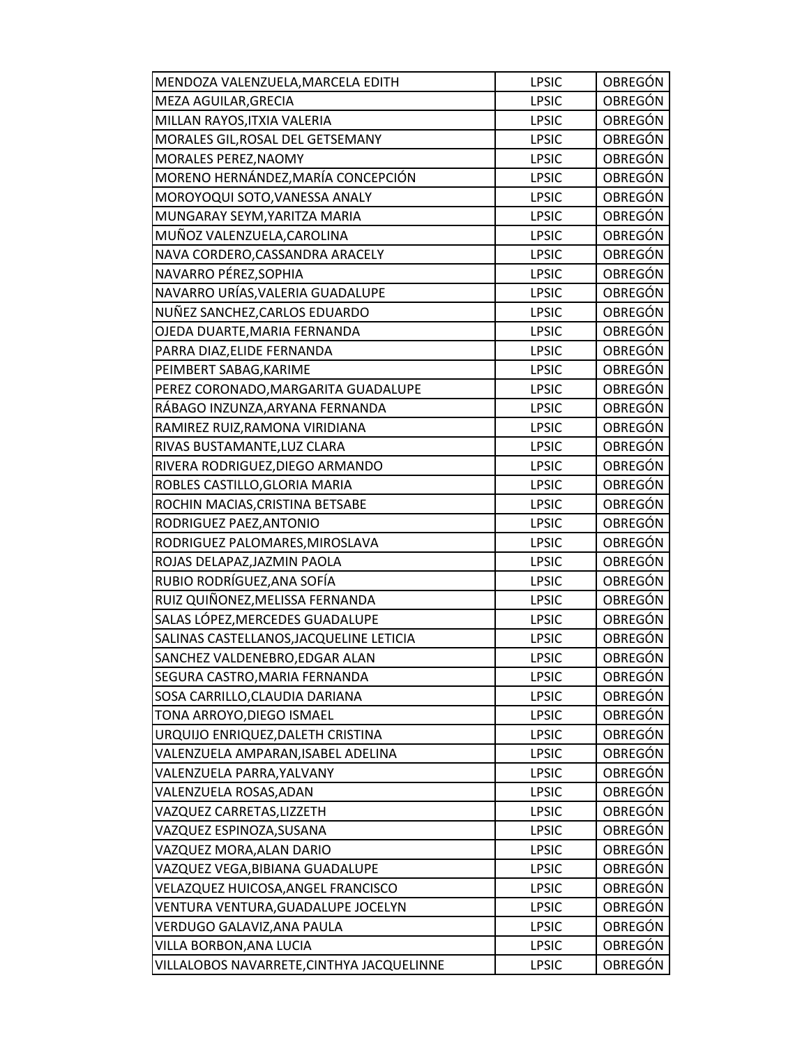| | | |
|---|---|---|
| MENDOZA VALENZUELA,MARCELA EDITH | LPSIC | OBREGÓN |
| MEZA AGUILAR,GRECIA | LPSIC | OBREGÓN |
| MILLAN RAYOS,ITXIA VALERIA | LPSIC | OBREGÓN |
| MORALES GIL,ROSAL DEL GETSEMANY | LPSIC | OBREGÓN |
| MORALES PEREZ,NAOMY | LPSIC | OBREGÓN |
| MORENO HERNÁNDEZ,MARÍA CONCEPCIÓN | LPSIC | OBREGÓN |
| MOROYOQUI SOTO,VANESSA ANALY | LPSIC | OBREGÓN |
| MUNGARAY SEYM,YARITZA MARIA | LPSIC | OBREGÓN |
| MUÑOZ VALENZUELA,CAROLINA | LPSIC | OBREGÓN |
| NAVA CORDERO,CASSANDRA ARACELY | LPSIC | OBREGÓN |
| NAVARRO PÉREZ,SOPHIA | LPSIC | OBREGÓN |
| NAVARRO URÍAS,VALERIA GUADALUPE | LPSIC | OBREGÓN |
| NUÑEZ SANCHEZ,CARLOS EDUARDO | LPSIC | OBREGÓN |
| OJEDA DUARTE,MARIA FERNANDA | LPSIC | OBREGÓN |
| PARRA DIAZ,ELIDE FERNANDA | LPSIC | OBREGÓN |
| PEIMBERT SABAG,KARIME | LPSIC | OBREGÓN |
| PEREZ CORONADO,MARGARITA GUADALUPE | LPSIC | OBREGÓN |
| RÁBAGO INZUNZA,ARYANA FERNANDA | LPSIC | OBREGÓN |
| RAMIREZ RUIZ,RAMONA VIRIDIANA | LPSIC | OBREGÓN |
| RIVAS BUSTAMANTE,LUZ CLARA | LPSIC | OBREGÓN |
| RIVERA RODRIGUEZ,DIEGO ARMANDO | LPSIC | OBREGÓN |
| ROBLES CASTILLO,GLORIA MARIA | LPSIC | OBREGÓN |
| ROCHIN MACIAS,CRISTINA BETSABE | LPSIC | OBREGÓN |
| RODRIGUEZ PAEZ,ANTONIO | LPSIC | OBREGÓN |
| RODRIGUEZ PALOMARES,MIROSLAVA | LPSIC | OBREGÓN |
| ROJAS DELAPAZ,JAZMIN PAOLA | LPSIC | OBREGÓN |
| RUBIO RODRÍGUEZ,ANA SOFÍA | LPSIC | OBREGÓN |
| RUIZ QUIÑONEZ,MELISSA FERNANDA | LPSIC | OBREGÓN |
| SALAS LÓPEZ,MERCEDES GUADALUPE | LPSIC | OBREGÓN |
| SALINAS CASTELLANOS,JACQUELINE LETICIA | LPSIC | OBREGÓN |
| SANCHEZ VALDENEBRO,EDGAR ALAN | LPSIC | OBREGÓN |
| SEGURA CASTRO,MARIA FERNANDA | LPSIC | OBREGÓN |
| SOSA CARRILLO,CLAUDIA DARIANA | LPSIC | OBREGÓN |
| TONA ARROYO,DIEGO ISMAEL | LPSIC | OBREGÓN |
| URQUIJO ENRIQUEZ,DALETH CRISTINA | LPSIC | OBREGÓN |
| VALENZUELA AMPARAN,ISABEL ADELINA | LPSIC | OBREGÓN |
| VALENZUELA PARRA,YALVANY | LPSIC | OBREGÓN |
| VALENZUELA ROSAS,ADAN | LPSIC | OBREGÓN |
| VAZQUEZ CARRETAS,LIZZETH | LPSIC | OBREGÓN |
| VAZQUEZ ESPINOZA,SUSANA | LPSIC | OBREGÓN |
| VAZQUEZ MORA,ALAN DARIO | LPSIC | OBREGÓN |
| VAZQUEZ VEGA,BIBIANA GUADALUPE | LPSIC | OBREGÓN |
| VELAZQUEZ HUICOSA,ANGEL FRANCISCO | LPSIC | OBREGÓN |
| VENTURA VENTURA,GUADALUPE JOCELYN | LPSIC | OBREGÓN |
| VERDUGO GALAVIZ,ANA PAULA | LPSIC | OBREGÓN |
| VILLA BORBON,ANA LUCIA | LPSIC | OBREGÓN |
| VILLALOBOS NAVARRETE,CINTHYA JACQUELINNE | LPSIC | OBREGÓN |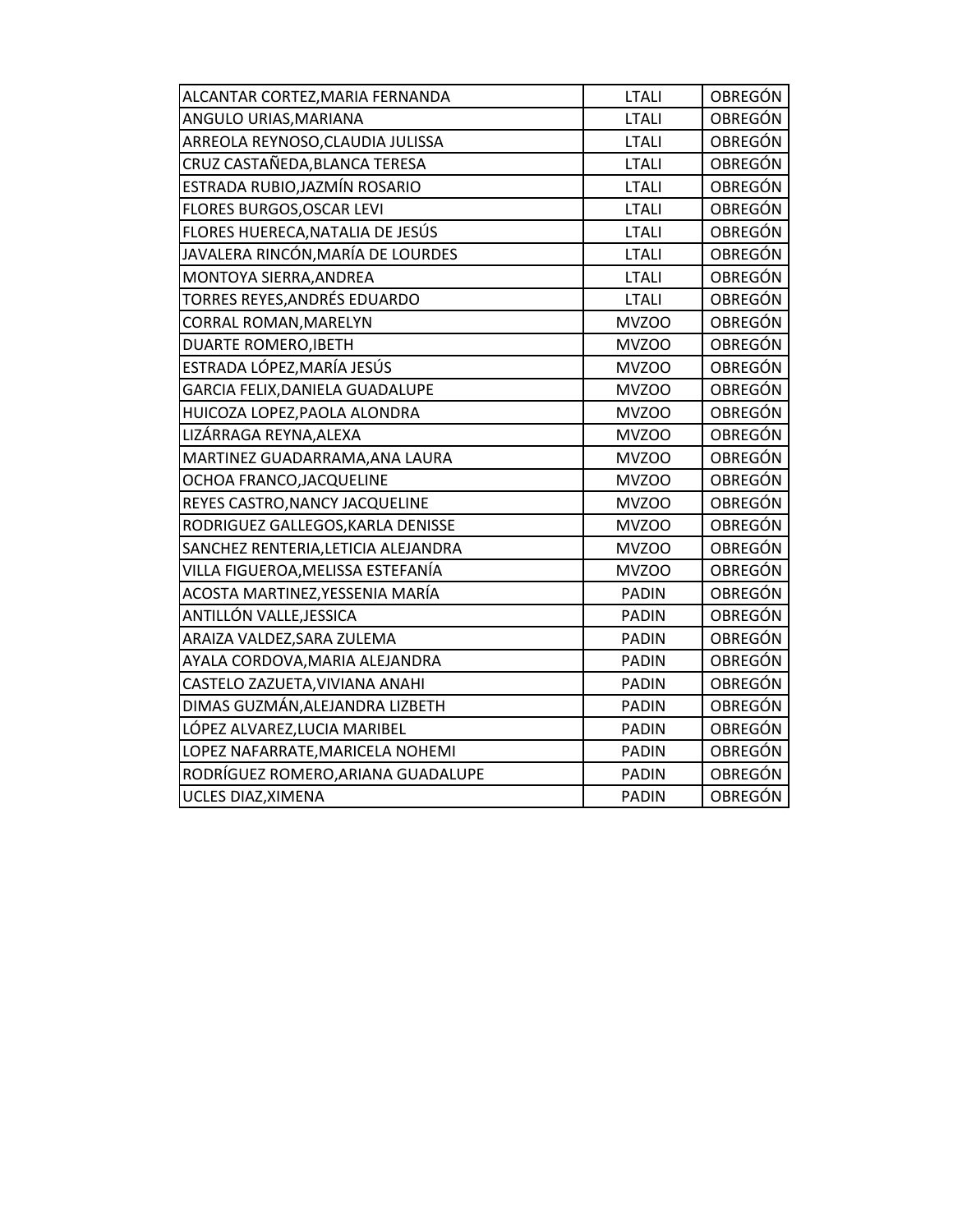| | | |
|---|---|---|
| ALCANTAR CORTEZ,MARIA FERNANDA | LTALI | OBREGÓN |
| ANGULO URIAS,MARIANA | LTALI | OBREGÓN |
| ARREOLA REYNOSO,CLAUDIA JULISSA | LTALI | OBREGÓN |
| CRUZ CASTAÑEDA,BLANCA TERESA | LTALI | OBREGÓN |
| ESTRADA RUBIO,JAZMÍN ROSARIO | LTALI | OBREGÓN |
| FLORES BURGOS,OSCAR LEVI | LTALI | OBREGÓN |
| FLORES HUERECA,NATALIA DE JESÚS | LTALI | OBREGÓN |
| JAVALERA RINCÓN,MARÍA DE LOURDES | LTALI | OBREGÓN |
| MONTOYA SIERRA,ANDREA | LTALI | OBREGÓN |
| TORRES REYES,ANDRÉS EDUARDO | LTALI | OBREGÓN |
| CORRAL ROMAN,MARELYN | MVZOO | OBREGÓN |
| DUARTE ROMERO,IBETH | MVZOO | OBREGÓN |
| ESTRADA LÓPEZ,MARÍA JESÚS | MVZOO | OBREGÓN |
| GARCIA FELIX,DANIELA GUADALUPE | MVZOO | OBREGÓN |
| HUICOZA LOPEZ,PAOLA ALONDRA | MVZOO | OBREGÓN |
| LIZÁRRAGA REYNA,ALEXA | MVZOO | OBREGÓN |
| MARTINEZ GUADARRAMA,ANA LAURA | MVZOO | OBREGÓN |
| OCHOA FRANCO,JACQUELINE | MVZOO | OBREGÓN |
| REYES CASTRO,NANCY JACQUELINE | MVZOO | OBREGÓN |
| RODRIGUEZ GALLEGOS,KARLA DENISSE | MVZOO | OBREGÓN |
| SANCHEZ RENTERIA,LETICIA ALEJANDRA | MVZOO | OBREGÓN |
| VILLA FIGUEROA,MELISSA ESTEFANÍA | MVZOO | OBREGÓN |
| ACOSTA MARTINEZ,YESSENIA MARÍA | PADIN | OBREGÓN |
| ANTILLÓN VALLE,JESSICA | PADIN | OBREGÓN |
| ARAIZA VALDEZ,SARA ZULEMA | PADIN | OBREGÓN |
| AYALA CORDOVA,MARIA ALEJANDRA | PADIN | OBREGÓN |
| CASTELO ZAZUETA,VIVIANA ANAHI | PADIN | OBREGÓN |
| DIMAS GUZMÁN,ALEJANDRA LIZBETH | PADIN | OBREGÓN |
| LÓPEZ ALVAREZ,LUCIA MARIBEL | PADIN | OBREGÓN |
| LOPEZ NAFARRATE,MARICELA NOHEMI | PADIN | OBREGÓN |
| RODRÍGUEZ ROMERO,ARIANA GUADALUPE | PADIN | OBREGÓN |
| UCLES DIAZ,XIMENA | PADIN | OBREGÓN |